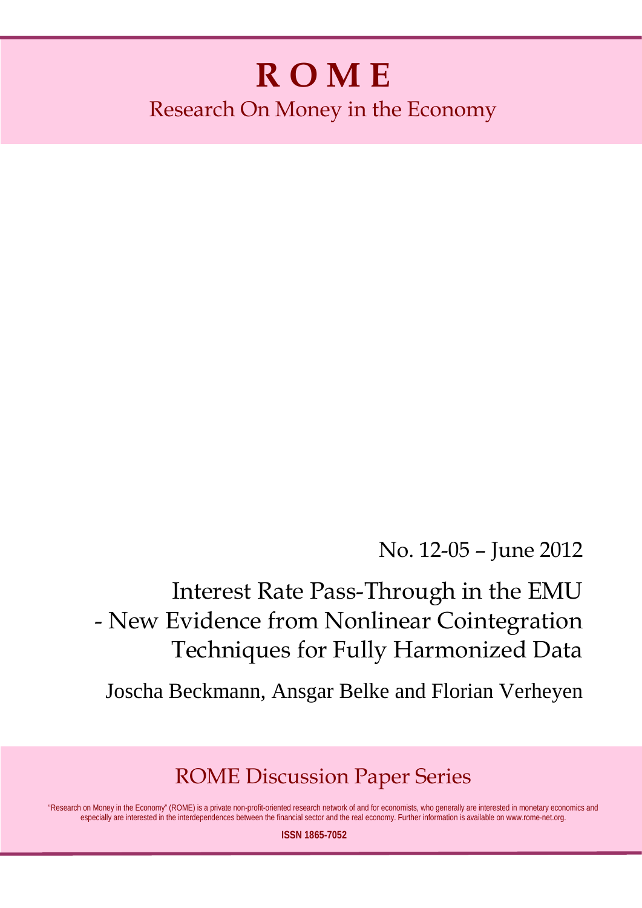# ROME

Research On Money in the Economy

No. 12-05 – June 2012

## Interest Rate Pass-Through in the EMU - New Evidence from Nonlinear Cointegration Techniques for Fully Harmonized Data

Joscha Beckmann, Ansgar Belke and Florian Verheyen

ROME Discussion Paper Series

"Research on Money in the Economy" (ROME) is a private non-profit-oriented research network of and for economists, who generally are interested in monetary economics and especially are interested in the interdependences between the financial sector and the real economy. Further information is available on www.rome-net.org.

**ISSN 1865-7052**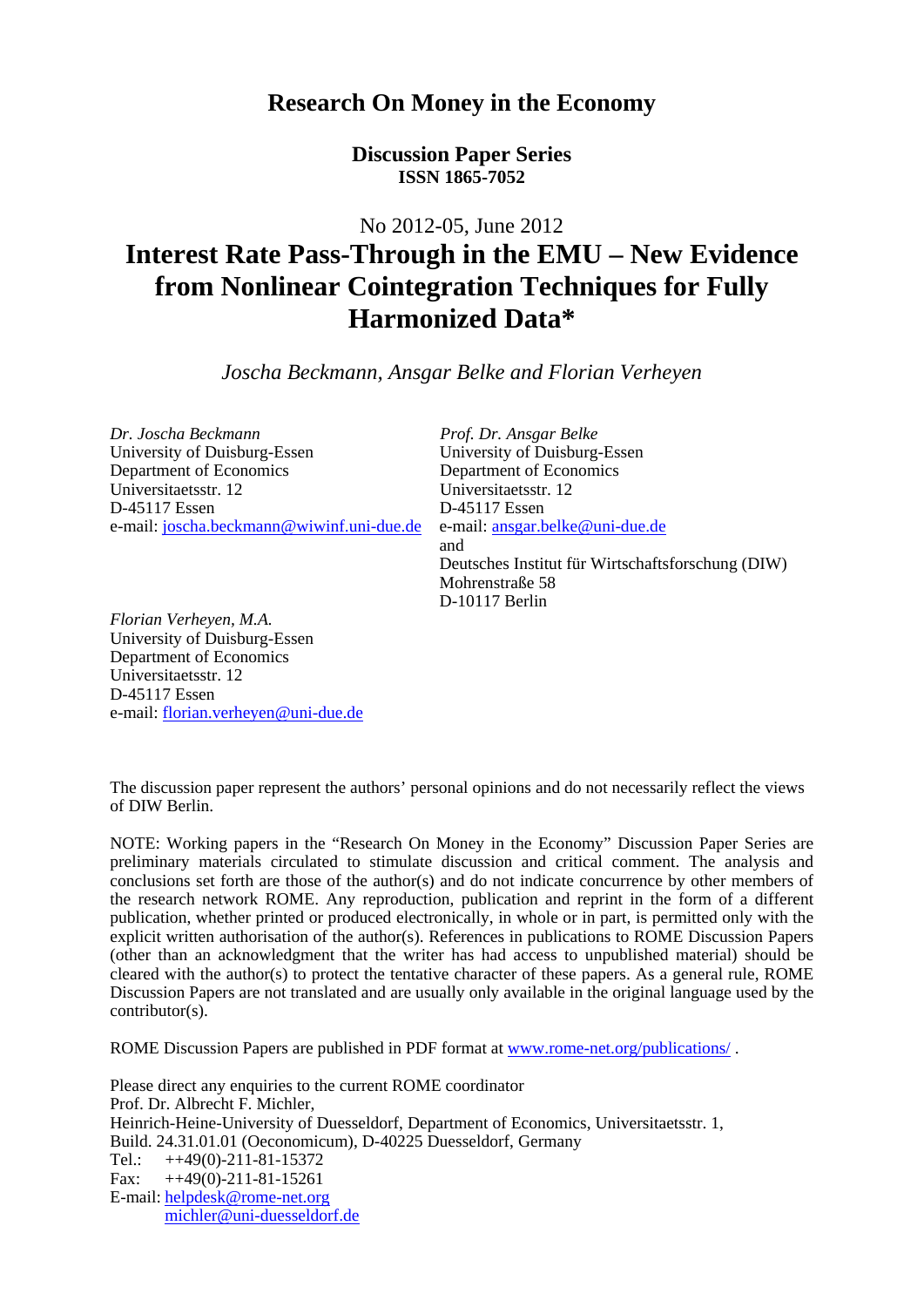# Research On Money in the Economy

**Discussion Paper Series**
**ISSN 1865-7052**

No 2012-05, June 2012

# Interest Rate Pass-Through in the EMU – New Evidence from Nonlinear Cointegration Techniques for Fully Harmonized Data*

*Joscha Beckmann, Ansgar Belke and Florian Verheyen*

*Dr. Joscha Beckmann*
University of Duisburg-Essen
Department of Economics
Universitaetsstr. 12
D-45117 Essen
e-mail: joscha.beckmann@wiwinf.uni-due.de

*Prof. Dr. Ansgar Belke*
University of Duisburg-Essen
Department of Economics
Universitaetsstr. 12
D-45117 Essen
e-mail: ansgar.belke@uni-due.de
and
Deutsches Institut für Wirtschaftsforschung (DIW)
Mohrenstraße 58
D-10117 Berlin

*Florian Verheyen, M.A.*
University of Duisburg-Essen
Department of Economics
Universitaetsstr. 12
D-45117 Essen
e-mail: florian.verheyen@uni-due.de

The discussion paper represent the authors' personal opinions and do not necessarily reflect the views of DIW Berlin.

NOTE: Working papers in the "Research On Money in the Economy" Discussion Paper Series are preliminary materials circulated to stimulate discussion and critical comment. The analysis and conclusions set forth are those of the author(s) and do not indicate concurrence by other members of the research network ROME. Any reproduction, publication and reprint in the form of a different publication, whether printed or produced electronically, in whole or in part, is permitted only with the explicit written authorisation of the author(s). References in publications to ROME Discussion Papers (other than an acknowledgment that the writer has had access to unpublished material) should be cleared with the author(s) to protect the tentative character of these papers. As a general rule, ROME Discussion Papers are not translated and are usually only available in the original language used by the contributor(s).

ROME Discussion Papers are published in PDF format at www.rome-net.org/publications/ .

Please direct any enquiries to the current ROME coordinator
Prof. Dr. Albrecht F. Michler,
Heinrich-Heine-University of Duesseldorf, Department of Economics, Universitaetsstr. 1, Build. 24.31.01.01 (Oeconomicum), D-40225 Duesseldorf, Germany
Tel.: ++49(0)-211-81-15372
Fax: ++49(0)-211-81-15261
E-mail: helpdesk@rome-net.org
michler@uni-duesseldorf.de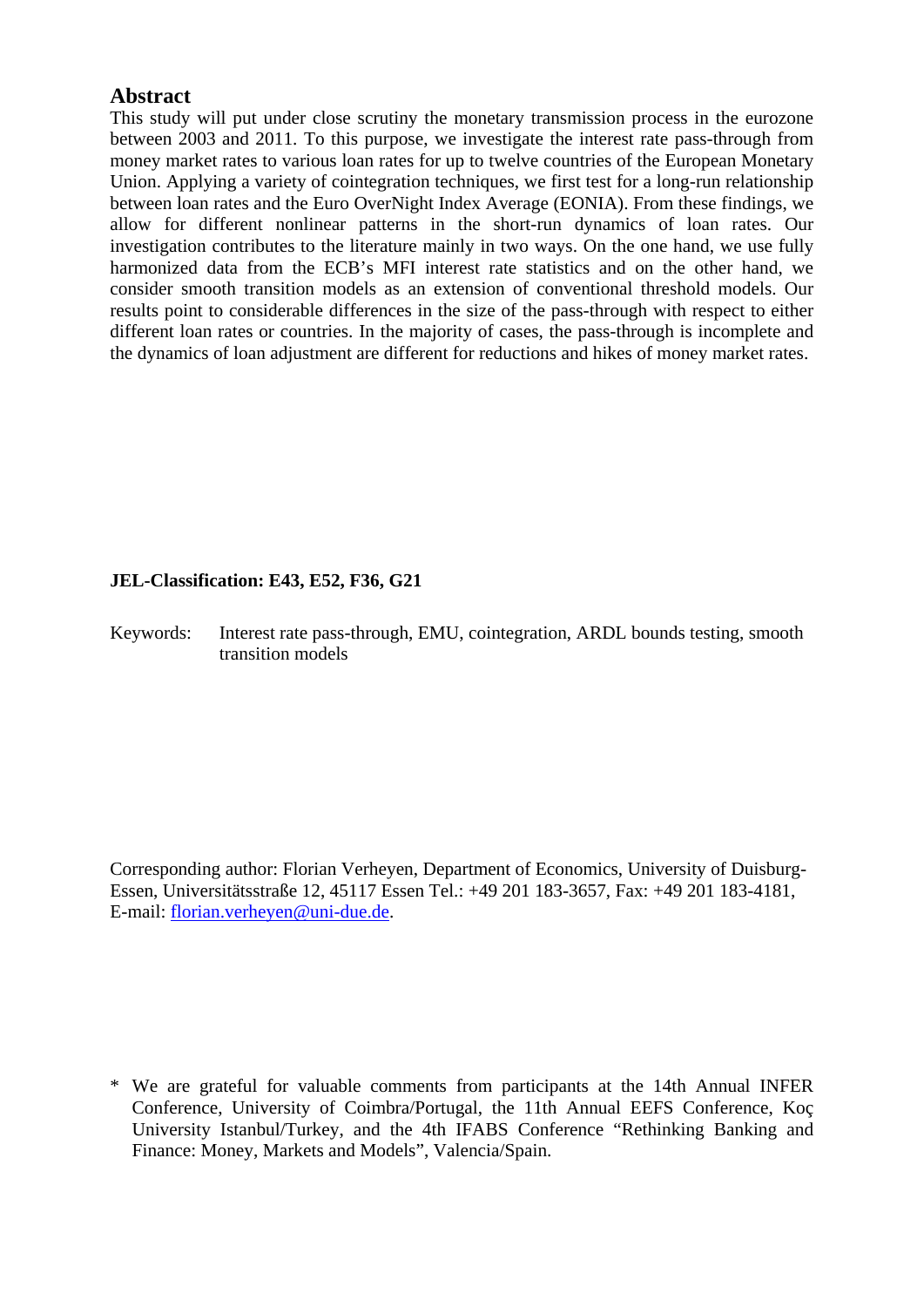## Abstract

This study will put under close scrutiny the monetary transmission process in the eurozone between 2003 and 2011. To this purpose, we investigate the interest rate pass-through from money market rates to various loan rates for up to twelve countries of the European Monetary Union. Applying a variety of cointegration techniques, we first test for a long-run relationship between loan rates and the Euro OverNight Index Average (EONIA). From these findings, we allow for different nonlinear patterns in the short-run dynamics of loan rates. Our investigation contributes to the literature mainly in two ways. On the one hand, we use fully harmonized data from the ECB's MFI interest rate statistics and on the other hand, we consider smooth transition models as an extension of conventional threshold models. Our results point to considerable differences in the size of the pass-through with respect to either different loan rates or countries. In the majority of cases, the pass-through is incomplete and the dynamics of loan adjustment are different for reductions and hikes of money market rates.

**JEL-Classification: E43, E52, F36, G21**

Keywords: Interest rate pass-through, EMU, cointegration, ARDL bounds testing, smooth transition models

Corresponding author: Florian Verheyen, Department of Economics, University of Duisburg-Essen, Universitätsstraße 12, 45117 Essen Tel.: +49 201 183-3657, Fax: +49 201 183-4181, E-mail: florian.verheyen@uni-due.de.

\* We are grateful for valuable comments from participants at the 14th Annual INFER Conference, University of Coimbra/Portugal, the 11th Annual EEFS Conference, Koç University Istanbul/Turkey, and the 4th IFABS Conference "Rethinking Banking and Finance: Money, Markets and Models", Valencia/Spain.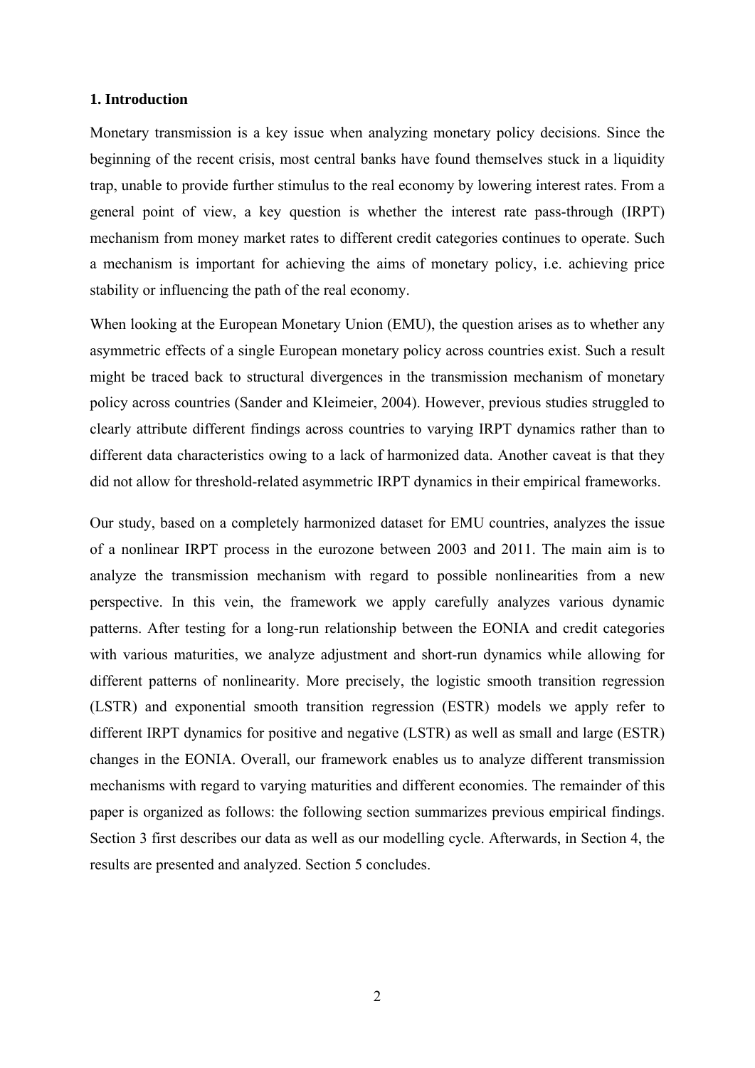## 1. Introduction

Monetary transmission is a key issue when analyzing monetary policy decisions. Since the beginning of the recent crisis, most central banks have found themselves stuck in a liquidity trap, unable to provide further stimulus to the real economy by lowering interest rates. From a general point of view, a key question is whether the interest rate pass-through (IRPT) mechanism from money market rates to different credit categories continues to operate. Such a mechanism is important for achieving the aims of monetary policy, i.e. achieving price stability or influencing the path of the real economy.

When looking at the European Monetary Union (EMU), the question arises as to whether any asymmetric effects of a single European monetary policy across countries exist. Such a result might be traced back to structural divergences in the transmission mechanism of monetary policy across countries (Sander and Kleimeier, 2004). However, previous studies struggled to clearly attribute different findings across countries to varying IRPT dynamics rather than to different data characteristics owing to a lack of harmonized data. Another caveat is that they did not allow for threshold-related asymmetric IRPT dynamics in their empirical frameworks.

Our study, based on a completely harmonized dataset for EMU countries, analyzes the issue of a nonlinear IRPT process in the eurozone between 2003 and 2011. The main aim is to analyze the transmission mechanism with regard to possible nonlinearities from a new perspective. In this vein, the framework we apply carefully analyzes various dynamic patterns. After testing for a long-run relationship between the EONIA and credit categories with various maturities, we analyze adjustment and short-run dynamics while allowing for different patterns of nonlinearity. More precisely, the logistic smooth transition regression (LSTR) and exponential smooth transition regression (ESTR) models we apply refer to different IRPT dynamics for positive and negative (LSTR) as well as small and large (ESTR) changes in the EONIA. Overall, our framework enables us to analyze different transmission mechanisms with regard to varying maturities and different economies. The remainder of this paper is organized as follows: the following section summarizes previous empirical findings. Section 3 first describes our data as well as our modelling cycle. Afterwards, in Section 4, the results are presented and analyzed. Section 5 concludes.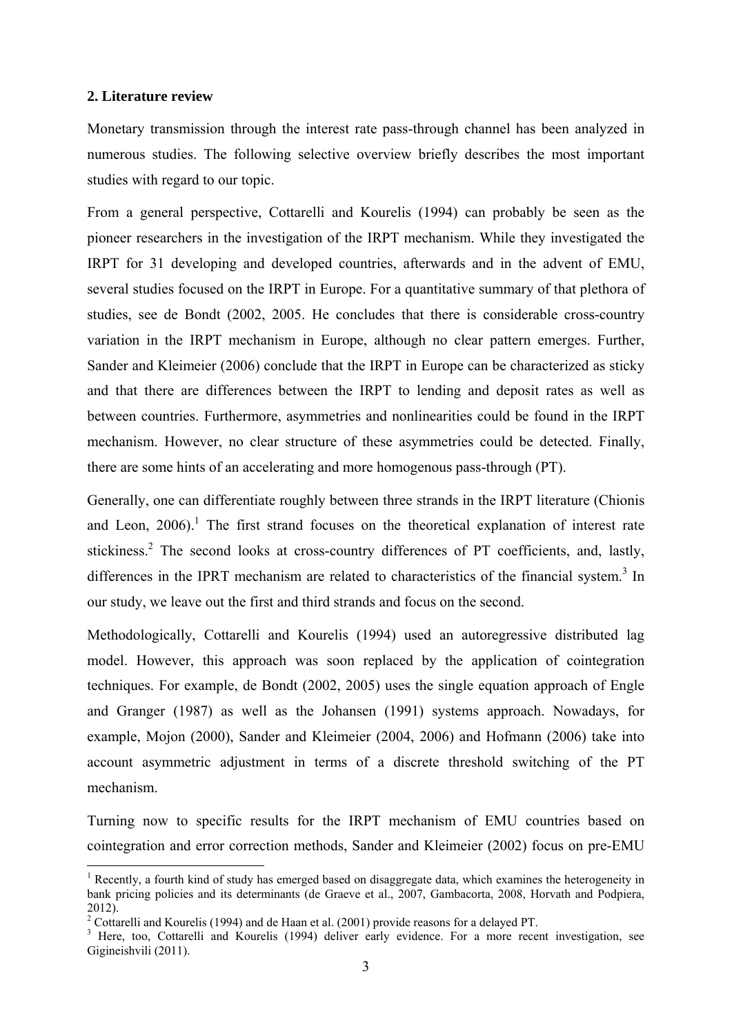## 2. Literature review

Monetary transmission through the interest rate pass-through channel has been analyzed in numerous studies. The following selective overview briefly describes the most important studies with regard to our topic.

From a general perspective, Cottarelli and Kourelis (1994) can probably be seen as the pioneer researchers in the investigation of the IRPT mechanism. While they investigated the IRPT for 31 developing and developed countries, afterwards and in the advent of EMU, several studies focused on the IRPT in Europe. For a quantitative summary of that plethora of studies, see de Bondt (2002, 2005. He concludes that there is considerable cross-country variation in the IRPT mechanism in Europe, although no clear pattern emerges. Further, Sander and Kleimeier (2006) conclude that the IRPT in Europe can be characterized as sticky and that there are differences between the IRPT to lending and deposit rates as well as between countries. Furthermore, asymmetries and nonlinearities could be found in the IRPT mechanism. However, no clear structure of these asymmetries could be detected. Finally, there are some hints of an accelerating and more homogenous pass-through (PT).

Generally, one can differentiate roughly between three strands in the IRPT literature (Chionis and Leon, 2006).[1] The first strand focuses on the theoretical explanation of interest rate stickiness.[2] The second looks at cross-country differences of PT coefficients, and, lastly, differences in the IPRT mechanism are related to characteristics of the financial system.[3] In our study, we leave out the first and third strands and focus on the second.

Methodologically, Cottarelli and Kourelis (1994) used an autoregressive distributed lag model. However, this approach was soon replaced by the application of cointegration techniques. For example, de Bondt (2002, 2005) uses the single equation approach of Engle and Granger (1987) as well as the Johansen (1991) systems approach. Nowadays, for example, Mojon (2000), Sander and Kleimeier (2004, 2006) and Hofmann (2006) take into account asymmetric adjustment in terms of a discrete threshold switching of the PT mechanism.

Turning now to specific results for the IRPT mechanism of EMU countries based on cointegration and error correction methods, Sander and Kleimeier (2002) focus on pre-EMU

---

[1] Recently, a fourth kind of study has emerged based on disaggregate data, which examines the heterogeneity in bank pricing policies and its determinants (de Graeve et al., 2007, Gambacorta, 2008, Horvath and Podpiera, 2012).

[2] Cottarelli and Kourelis (1994) and de Haan et al. (2001) provide reasons for a delayed PT.

[3] Here, too, Cottarelli and Kourelis (1994) deliver early evidence. For a more recent investigation, see Gigineishvili (2011).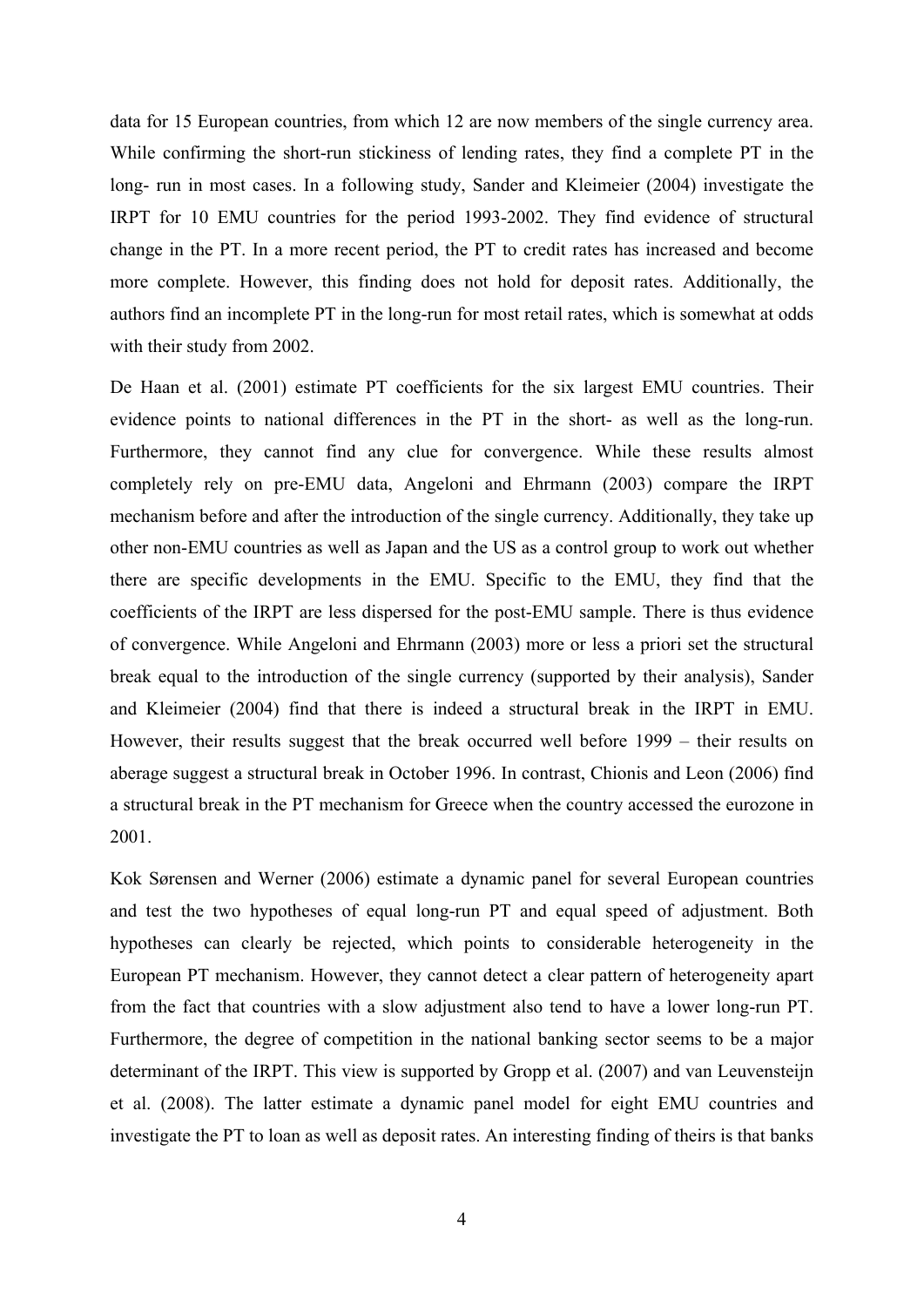data for 15 European countries, from which 12 are now members of the single currency area. While confirming the short-run stickiness of lending rates, they find a complete PT in the long- run in most cases. In a following study, Sander and Kleimeier (2004) investigate the IRPT for 10 EMU countries for the period 1993-2002. They find evidence of structural change in the PT. In a more recent period, the PT to credit rates has increased and become more complete. However, this finding does not hold for deposit rates. Additionally, the authors find an incomplete PT in the long-run for most retail rates, which is somewhat at odds with their study from 2002.

De Haan et al. (2001) estimate PT coefficients for the six largest EMU countries. Their evidence points to national differences in the PT in the short- as well as the long-run. Furthermore, they cannot find any clue for convergence. While these results almost completely rely on pre-EMU data, Angeloni and Ehrmann (2003) compare the IRPT mechanism before and after the introduction of the single currency. Additionally, they take up other non-EMU countries as well as Japan and the US as a control group to work out whether there are specific developments in the EMU. Specific to the EMU, they find that the coefficients of the IRPT are less dispersed for the post-EMU sample. There is thus evidence of convergence. While Angeloni and Ehrmann (2003) more or less a priori set the structural break equal to the introduction of the single currency (supported by their analysis), Sander and Kleimeier (2004) find that there is indeed a structural break in the IRPT in EMU. However, their results suggest that the break occurred well before 1999 – their results on aberage suggest a structural break in October 1996. In contrast, Chionis and Leon (2006) find a structural break in the PT mechanism for Greece when the country accessed the eurozone in 2001.

Kok Sørensen and Werner (2006) estimate a dynamic panel for several European countries and test the two hypotheses of equal long-run PT and equal speed of adjustment. Both hypotheses can clearly be rejected, which points to considerable heterogeneity in the European PT mechanism. However, they cannot detect a clear pattern of heterogeneity apart from the fact that countries with a slow adjustment also tend to have a lower long-run PT. Furthermore, the degree of competition in the national banking sector seems to be a major determinant of the IRPT. This view is supported by Gropp et al. (2007) and van Leuvensteijn et al. (2008). The latter estimate a dynamic panel model for eight EMU countries and investigate the PT to loan as well as deposit rates. An interesting finding of theirs is that banks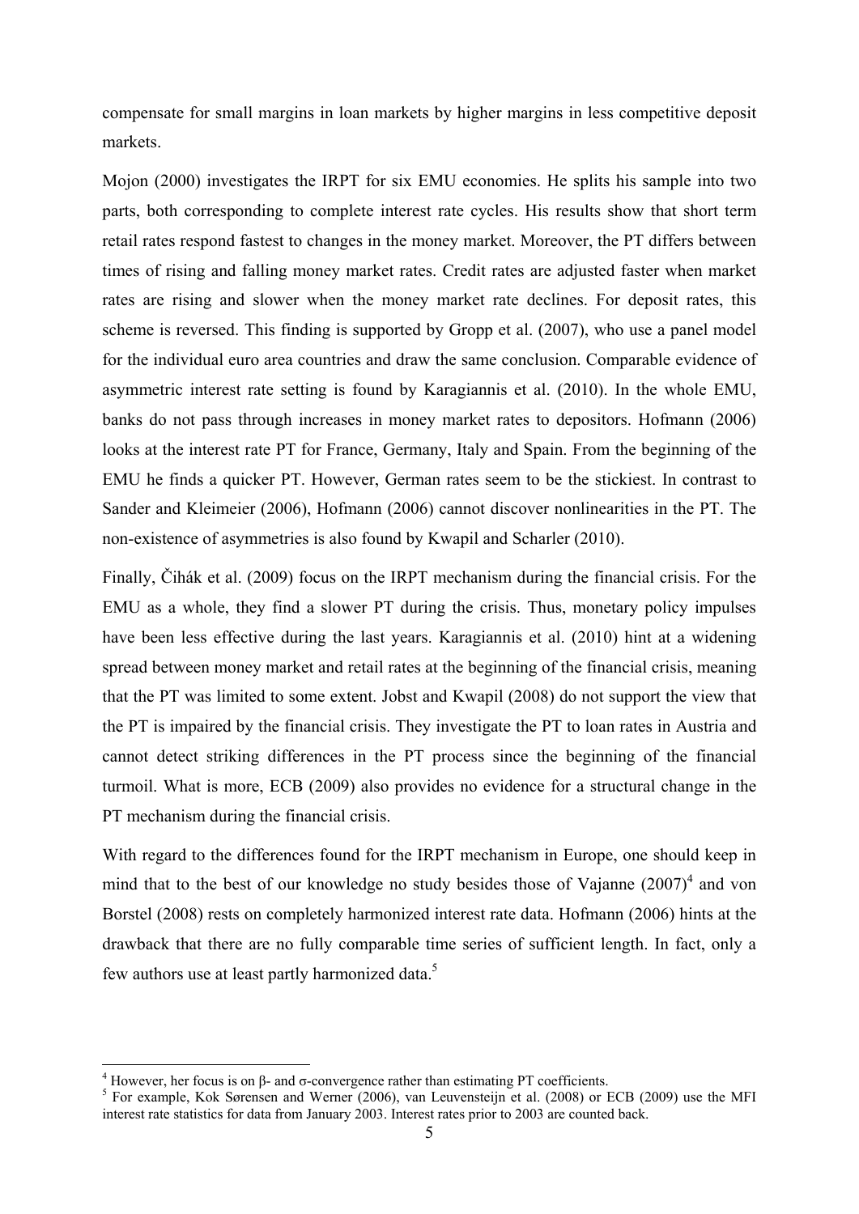compensate for small margins in loan markets by higher margins in less competitive deposit markets.

Mojon (2000) investigates the IRPT for six EMU economies. He splits his sample into two parts, both corresponding to complete interest rate cycles. His results show that short term retail rates respond fastest to changes in the money market. Moreover, the PT differs between times of rising and falling money market rates. Credit rates are adjusted faster when market rates are rising and slower when the money market rate declines. For deposit rates, this scheme is reversed. This finding is supported by Gropp et al. (2007), who use a panel model for the individual euro area countries and draw the same conclusion. Comparable evidence of asymmetric interest rate setting is found by Karagiannis et al. (2010). In the whole EMU, banks do not pass through increases in money market rates to depositors. Hofmann (2006) looks at the interest rate PT for France, Germany, Italy and Spain. From the beginning of the EMU he finds a quicker PT. However, German rates seem to be the stickiest. In contrast to Sander and Kleimeier (2006), Hofmann (2006) cannot discover nonlinearities in the PT. The non-existence of asymmetries is also found by Kwapil and Scharler (2010).

Finally, Čihák et al. (2009) focus on the IRPT mechanism during the financial crisis. For the EMU as a whole, they find a slower PT during the crisis. Thus, monetary policy impulses have been less effective during the last years. Karagiannis et al. (2010) hint at a widening spread between money market and retail rates at the beginning of the financial crisis, meaning that the PT was limited to some extent. Jobst and Kwapil (2008) do not support the view that the PT is impaired by the financial crisis. They investigate the PT to loan rates in Austria and cannot detect striking differences in the PT process since the beginning of the financial turmoil. What is more, ECB (2009) also provides no evidence for a structural change in the PT mechanism during the financial crisis.

With regard to the differences found for the IRPT mechanism in Europe, one should keep in mind that to the best of our knowledge no study besides those of Vajanne (2007)[4] and von Borstel (2008) rests on completely harmonized interest rate data. Hofmann (2006) hints at the drawback that there are no fully comparable time series of sufficient length. In fact, only a few authors use at least partly harmonized data.[5]

---

[4] However, her focus is on β- and σ-convergence rather than estimating PT coefficients.

[5] For example, Kok Sørensen and Werner (2006), van Leuvensteijn et al. (2008) or ECB (2009) use the MFI interest rate statistics for data from January 2003. Interest rates prior to 2003 are counted back.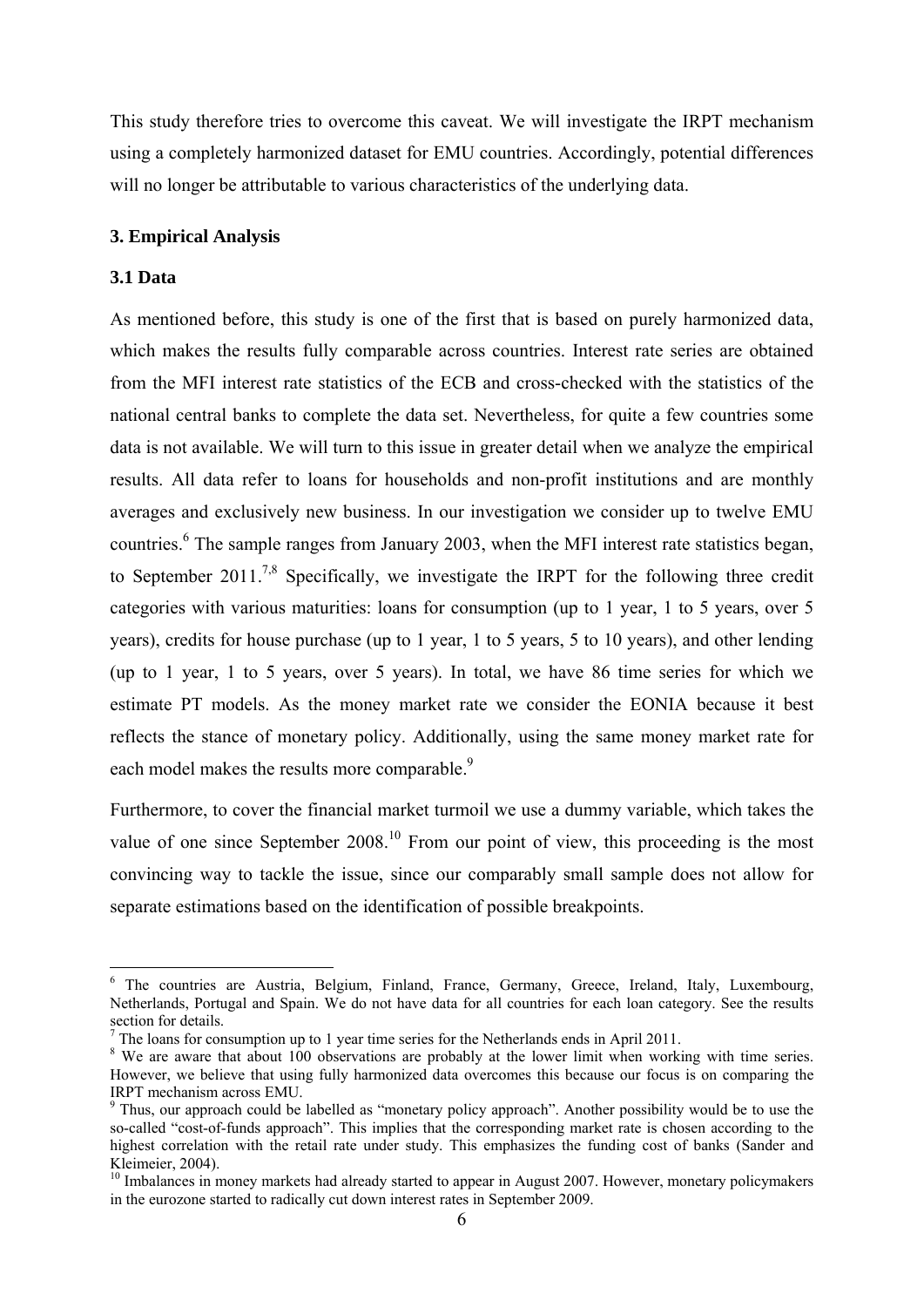This study therefore tries to overcome this caveat. We will investigate the IRPT mechanism using a completely harmonized dataset for EMU countries. Accordingly, potential differences will no longer be attributable to various characteristics of the underlying data.

## 3. Empirical Analysis

### 3.1 Data

As mentioned before, this study is one of the first that is based on purely harmonized data, which makes the results fully comparable across countries. Interest rate series are obtained from the MFI interest rate statistics of the ECB and cross-checked with the statistics of the national central banks to complete the data set. Nevertheless, for quite a few countries some data is not available. We will turn to this issue in greater detail when we analyze the empirical results. All data refer to loans for households and non-profit institutions and are monthly averages and exclusively new business. In our investigation we consider up to twelve EMU countries.[6] The sample ranges from January 2003, when the MFI interest rate statistics began, to September 2011.[7,8] Specifically, we investigate the IRPT for the following three credit categories with various maturities: loans for consumption (up to 1 year, 1 to 5 years, over 5 years), credits for house purchase (up to 1 year, 1 to 5 years, 5 to 10 years), and other lending (up to 1 year, 1 to 5 years, over 5 years). In total, we have 86 time series for which we estimate PT models. As the money market rate we consider the EONIA because it best reflects the stance of monetary policy. Additionally, using the same money market rate for each model makes the results more comparable.[9]

Furthermore, to cover the financial market turmoil we use a dummy variable, which takes the value of one since September 2008.[10] From our point of view, this proceeding is the most convincing way to tackle the issue, since our comparably small sample does not allow for separate estimations based on the identification of possible breakpoints.

---

[6] The countries are Austria, Belgium, Finland, France, Germany, Greece, Ireland, Italy, Luxembourg, Netherlands, Portugal and Spain. We do not have data for all countries for each loan category. See the results section for details.

[7] The loans for consumption up to 1 year time series for the Netherlands ends in April 2011.

[8] We are aware that about 100 observations are probably at the lower limit when working with time series. However, we believe that using fully harmonized data overcomes this because our focus is on comparing the IRPT mechanism across EMU.

[9] Thus, our approach could be labelled as "monetary policy approach". Another possibility would be to use the so-called "cost-of-funds approach". This implies that the corresponding market rate is chosen according to the highest correlation with the retail rate under study. This emphasizes the funding cost of banks (Sander and Kleimeier, 2004).

[10] Imbalances in money markets had already started to appear in August 2007. However, monetary policymakers in the eurozone started to radically cut down interest rates in September 2009.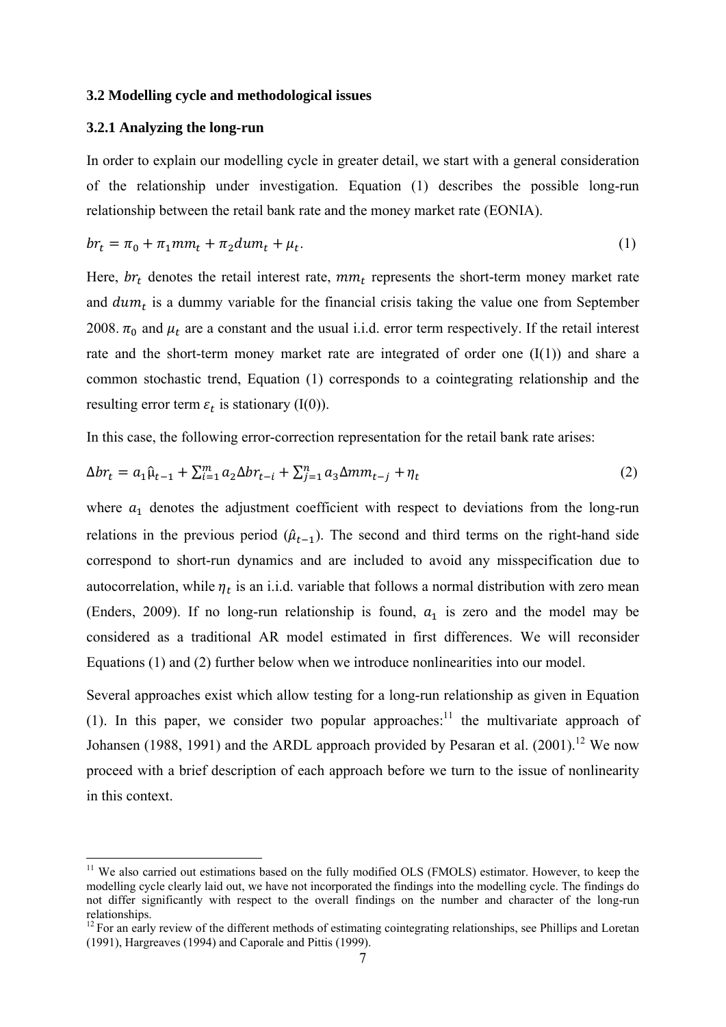### 3.2 Modelling cycle and methodological issues

#### 3.2.1 Analyzing the long-run

In order to explain our modelling cycle in greater detail, we start with a general consideration of the relationship under investigation. Equation (1) describes the possible long-run relationship between the retail bank rate and the money market rate (EONIA).

$$br_t = \pi_0 + \pi_1 mm_t + \pi_2 dum_t + \mu_t. \tag{1}$$

Here, $br_t$ denotes the retail interest rate, $mm_t$ represents the short-term money market rate and $dum_t$ is a dummy variable for the financial crisis taking the value one from September 2008. $\pi_0$ and $\mu_t$ are a constant and the usual i.i.d. error term respectively. If the retail interest rate and the short-term money market rate are integrated of order one (I(1)) and share a common stochastic trend, Equation (1) corresponds to a cointegrating relationship and the resulting error term $\varepsilon_t$ is stationary (I(0)).

In this case, the following error-correction representation for the retail bank rate arises:

$$\Delta br_t = a_1 \hat{\mu}_{t-1} + \sum_{i=1}^{m} a_2 \Delta br_{t-i} + \sum_{j=1}^{n} a_3 \Delta mm_{t-j} + \eta_t \tag{2}$$

where $a_1$ denotes the adjustment coefficient with respect to deviations from the long-run relations in the previous period ($\hat{\mu}_{t-1}$). The second and third terms on the right-hand side correspond to short-run dynamics and are included to avoid any misspecification due to autocorrelation, while $\eta_t$ is an i.i.d. variable that follows a normal distribution with zero mean (Enders, 2009). If no long-run relationship is found, $a_1$ is zero and the model may be considered as a traditional AR model estimated in first differences. We will reconsider Equations (1) and (2) further below when we introduce nonlinearities into our model.

Several approaches exist which allow testing for a long-run relationship as given in Equation (1). In this paper, we consider two popular approaches:[11] the multivariate approach of Johansen (1988, 1991) and the ARDL approach provided by Pesaran et al. (2001).[12] We now proceed with a brief description of each approach before we turn to the issue of nonlinearity in this context.

---

[11] We also carried out estimations based on the fully modified OLS (FMOLS) estimator. However, to keep the modelling cycle clearly laid out, we have not incorporated the findings into the modelling cycle. The findings do not differ significantly with respect to the overall findings on the number and character of the long-run relationships.

[12] For an early review of the different methods of estimating cointegrating relationships, see Phillips and Loretan (1991), Hargreaves (1994) and Caporale and Pittis (1999).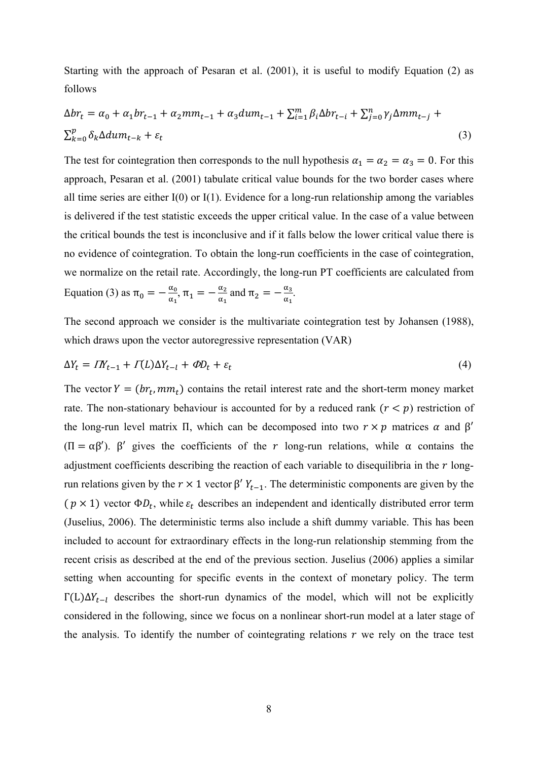Starting with the approach of Pesaran et al. (2001), it is useful to modify Equation (2) as follows

$$\Delta br_t = \alpha_0 + \alpha_1 br_{t-1} + \alpha_2 mm_{t-1} + \alpha_3 dum_{t-1} + \sum_{i=1}^{m} \beta_i \Delta br_{t-i} + \sum_{j=0}^{n} \gamma_j \Delta mm_{t-j} + \sum_{k=0}^{p} \delta_k \Delta dum_{t-k} + \varepsilon_t \tag{3}$$

The test for cointegration then corresponds to the null hypothesis $\alpha_1 = \alpha_2 = \alpha_3 = 0$. For this approach, Pesaran et al. (2001) tabulate critical value bounds for the two border cases where all time series are either I(0) or I(1). Evidence for a long-run relationship among the variables is delivered if the test statistic exceeds the upper critical value. In the case of a value between the critical bounds the test is inconclusive and if it falls below the lower critical value there is no evidence of cointegration. To obtain the long-run coefficients in the case of cointegration, we normalize on the retail rate. Accordingly, the long-run PT coefficients are calculated from Equation (3) as $\pi_0 = -\frac{\alpha_0}{\alpha_1}$, $\pi_1 = -\frac{\alpha_2}{\alpha_1}$ and $\pi_2 = -\frac{\alpha_3}{\alpha_1}$.

The second approach we consider is the multivariate cointegration test by Johansen (1988), which draws upon the vector autoregressive representation (VAR)

$$\Delta Y_t = \Pi Y_{t-1} + \Gamma(L)\Delta Y_{t-l} + \Phi D_t + \varepsilon_t \tag{4}$$

The vector $Y = (br_t, mm_t)$ contains the retail interest rate and the short-term money market rate. The non-stationary behaviour is accounted for by a reduced rank ($r < p$) restriction of the long-run level matrix $\Pi$, which can be decomposed into two $r \times p$ matrices $\alpha$ and $\beta'$ ($\Pi = \alpha\beta'$). $\beta'$ gives the coefficients of the $r$ long-run relations, while $\alpha$ contains the adjustment coefficients describing the reaction of each variable to disequilibria in the $r$ long-run relations given by the $r \times 1$ vector $\beta' Y_{t-1}$. The deterministic components are given by the $(p \times 1)$ vector $\Phi D_t$, while $\varepsilon_t$ describes an independent and identically distributed error term (Juselius, 2006). The deterministic terms also include a shift dummy variable. This has been included to account for extraordinary effects in the long-run relationship stemming from the recent crisis as described at the end of the previous section. Juselius (2006) applies a similar setting when accounting for specific events in the context of monetary policy. The term $\Gamma(L)\Delta Y_{t-l}$ describes the short-run dynamics of the model, which will not be explicitly considered in the following, since we focus on a nonlinear short-run model at a later stage of the analysis. To identify the number of cointegrating relations $r$ we rely on the trace test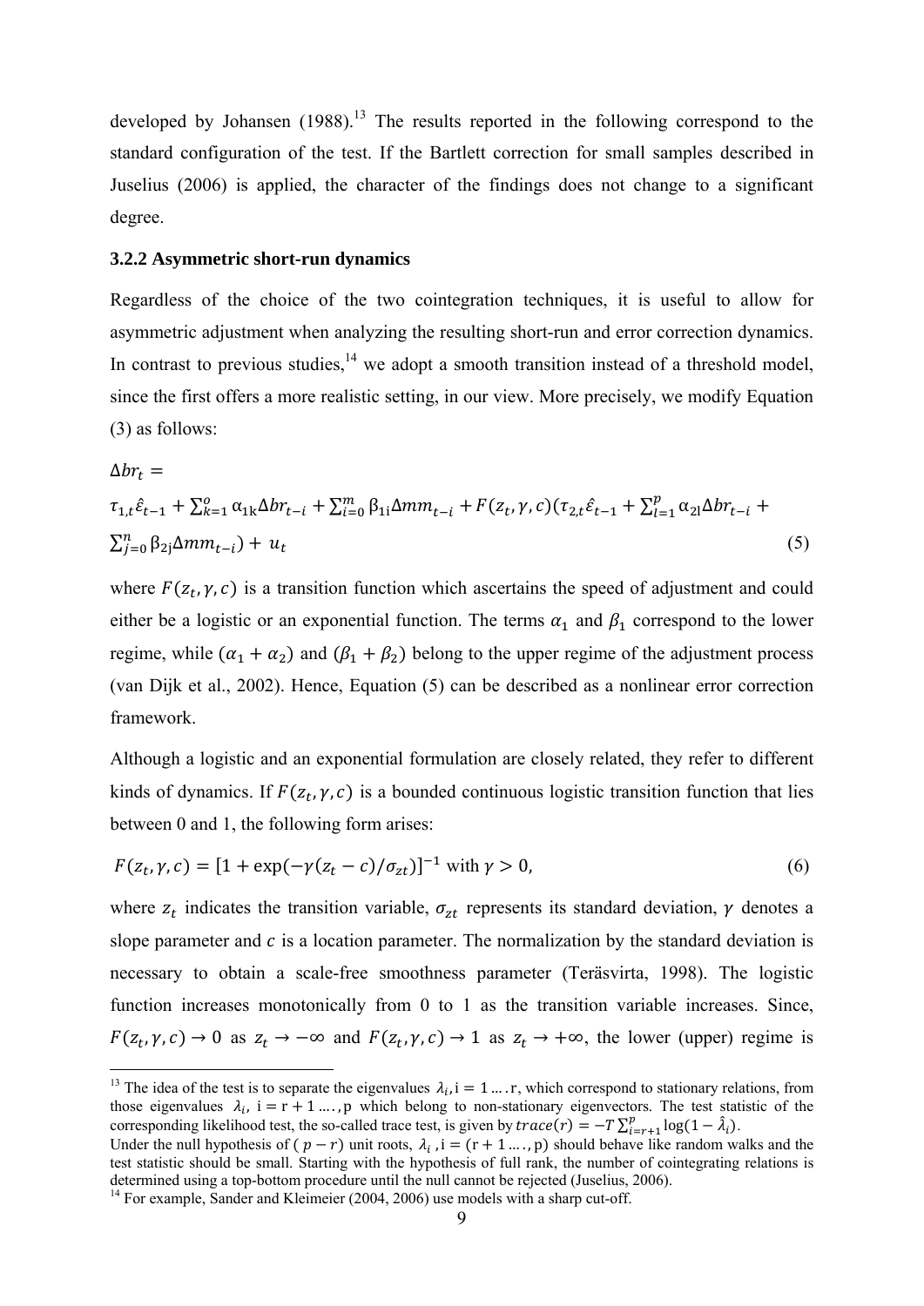developed by Johansen (1988).[13] The results reported in the following correspond to the standard configuration of the test. If the Bartlett correction for small samples described in Juselius (2006) is applied, the character of the findings does not change to a significant degree.

### 3.2.2 Asymmetric short-run dynamics

Regardless of the choice of the two cointegration techniques, it is useful to allow for asymmetric adjustment when analyzing the resulting short-run and error correction dynamics. In contrast to previous studies,[14] we adopt a smooth transition instead of a threshold model, since the first offers a more realistic setting, in our view. More precisely, we modify Equation (3) as follows:

$$\Delta br_t = \tau_{1,t}\hat{\varepsilon}_{t-1} + \sum_{k=1}^{o} \alpha_{1k}\Delta br_{t-i} + \sum_{i=0}^{m} \beta_{1i}\Delta mm_{t-i} + F(z_t,\gamma,c)(\tau_{2,t}\hat{\varepsilon}_{t-1} + \sum_{l=1}^{p} \alpha_{2l}\Delta br_{t-i} + \sum_{j=0}^{n} \beta_{2j}\Delta mm_{t-i}) + u_t \tag{5}$$

where $F(z_t,\gamma,c)$ is a transition function which ascertains the speed of adjustment and could either be a logistic or an exponential function. The terms $\alpha_1$ and $\beta_1$ correspond to the lower regime, while $(\alpha_1 + \alpha_2)$ and $(\beta_1 + \beta_2)$ belong to the upper regime of the adjustment process (van Dijk et al., 2002). Hence, Equation (5) can be described as a nonlinear error correction framework.

Although a logistic and an exponential formulation are closely related, they refer to different kinds of dynamics. If $F(z_t,\gamma,c)$ is a bounded continuous logistic transition function that lies between 0 and 1, the following form arises:

$$F(z_t,\gamma,c) = [1 + \exp(-\gamma(z_t - c)/\sigma_{zt})]^{-1} \text{ with } \gamma > 0, \tag{6}$$

where $z_t$ indicates the transition variable, $\sigma_{zt}$ represents its standard deviation, $\gamma$ denotes a slope parameter and $c$ is a location parameter. The normalization by the standard deviation is necessary to obtain a scale-free smoothness parameter (Teräsvirta, 1998). The logistic function increases monotonically from 0 to 1 as the transition variable increases. Since, $F(z_t,\gamma,c) \to 0$ as $z_t \to -\infty$ and $F(z_t,\gamma,c) \to 1$ as $z_t \to +\infty$, the lower (upper) regime is

---

[13] The idea of the test is to separate the eigenvalues $\lambda_i$, $i = 1 \ldots . r$, which correspond to stationary relations, from those eigenvalues $\lambda_i$, $i = r + 1 \ldots ., p$ which belong to non-stationary eigenvectors. The test statistic of the corresponding likelihood test, the so-called trace test, is given by $trace(r) = -T\sum_{i=r+1}^{p} \log(1 - \hat{\lambda}_i)$.
Under the null hypothesis of $(p - r)$ unit roots, $\lambda_i$, $i = (r + 1 \ldots ., p)$ should behave like random walks and the test statistic should be small. Starting with the hypothesis of full rank, the number of cointegrating relations is determined using a top-bottom procedure until the null cannot be rejected (Juselius, 2006).

[14] For example, Sander and Kleimeier (2004, 2006) use models with a sharp cut-off.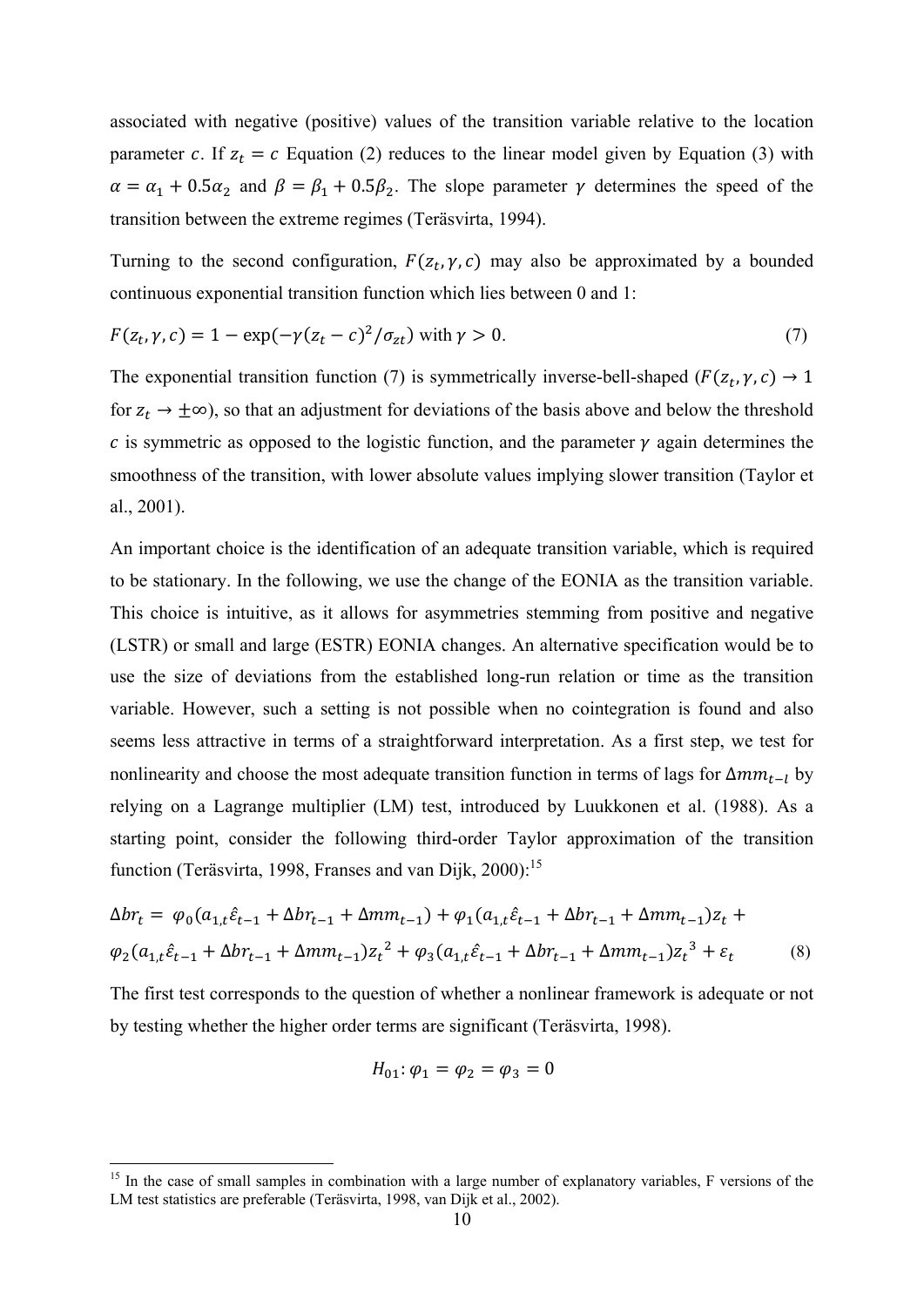associated with negative (positive) values of the transition variable relative to the location parameter $c$. If $z_t = c$ Equation (2) reduces to the linear model given by Equation (3) with $\alpha = \alpha_1 + 0.5\alpha_2$ and $\beta = \beta_1 + 0.5\beta_2$. The slope parameter $\gamma$ determines the speed of the transition between the extreme regimes (Teräsvirta, 1994).

Turning to the second configuration, $F(z_t, \gamma, c)$ may also be approximated by a bounded continuous exponential transition function which lies between 0 and 1:

$$F(z_t, \gamma, c) = 1 - \exp(-\gamma(z_t - c)^2/\sigma_{zt}) \text{ with } \gamma > 0. \tag{7}$$

The exponential transition function (7) is symmetrically inverse-bell-shaped ($F(z_t, \gamma, c) \to 1$ for $z_t \to \pm\infty$), so that an adjustment for deviations of the basis above and below the threshold $c$ is symmetric as opposed to the logistic function, and the parameter $\gamma$ again determines the smoothness of the transition, with lower absolute values implying slower transition (Taylor et al., 2001).

An important choice is the identification of an adequate transition variable, which is required to be stationary. In the following, we use the change of the EONIA as the transition variable. This choice is intuitive, as it allows for asymmetries stemming from positive and negative (LSTR) or small and large (ESTR) EONIA changes. An alternative specification would be to use the size of deviations from the established long-run relation or time as the transition variable. However, such a setting is not possible when no cointegration is found and also seems less attractive in terms of a straightforward interpretation. As a first step, we test for nonlinearity and choose the most adequate transition function in terms of lags for $\Delta mm_{t-l}$ by relying on a Lagrange multiplier (LM) test, introduced by Luukkonen et al. (1988). As a starting point, consider the following third-order Taylor approximation of the transition function (Teräsvirta, 1998, Franses and van Dijk, 2000):[15]

$$\Delta br_t = \varphi_0(a_{1,t}\hat{\varepsilon}_{t-1} + \Delta br_{t-1} + \Delta mm_{t-1}) + \varphi_1(a_{1,t}\hat{\varepsilon}_{t-1} + \Delta br_{t-1} + \Delta mm_{t-1})z_t +$$
$$\varphi_2(a_{1,t}\hat{\varepsilon}_{t-1} + \Delta br_{t-1} + \Delta mm_{t-1}){z_t}^2 + \varphi_3(a_{1,t}\hat{\varepsilon}_{t-1} + \Delta br_{t-1} + \Delta mm_{t-1}){z_t}^3 + \varepsilon_t \tag{8}$$

The first test corresponds to the question of whether a nonlinear framework is adequate or not by testing whether the higher order terms are significant (Teräsvirta, 1998).

$$H_{01}: \varphi_1 = \varphi_2 = \varphi_3 = 0$$

---

[15] In the case of small samples in combination with a large number of explanatory variables, F versions of the LM test statistics are preferable (Teräsvirta, 1998, van Dijk et al., 2002).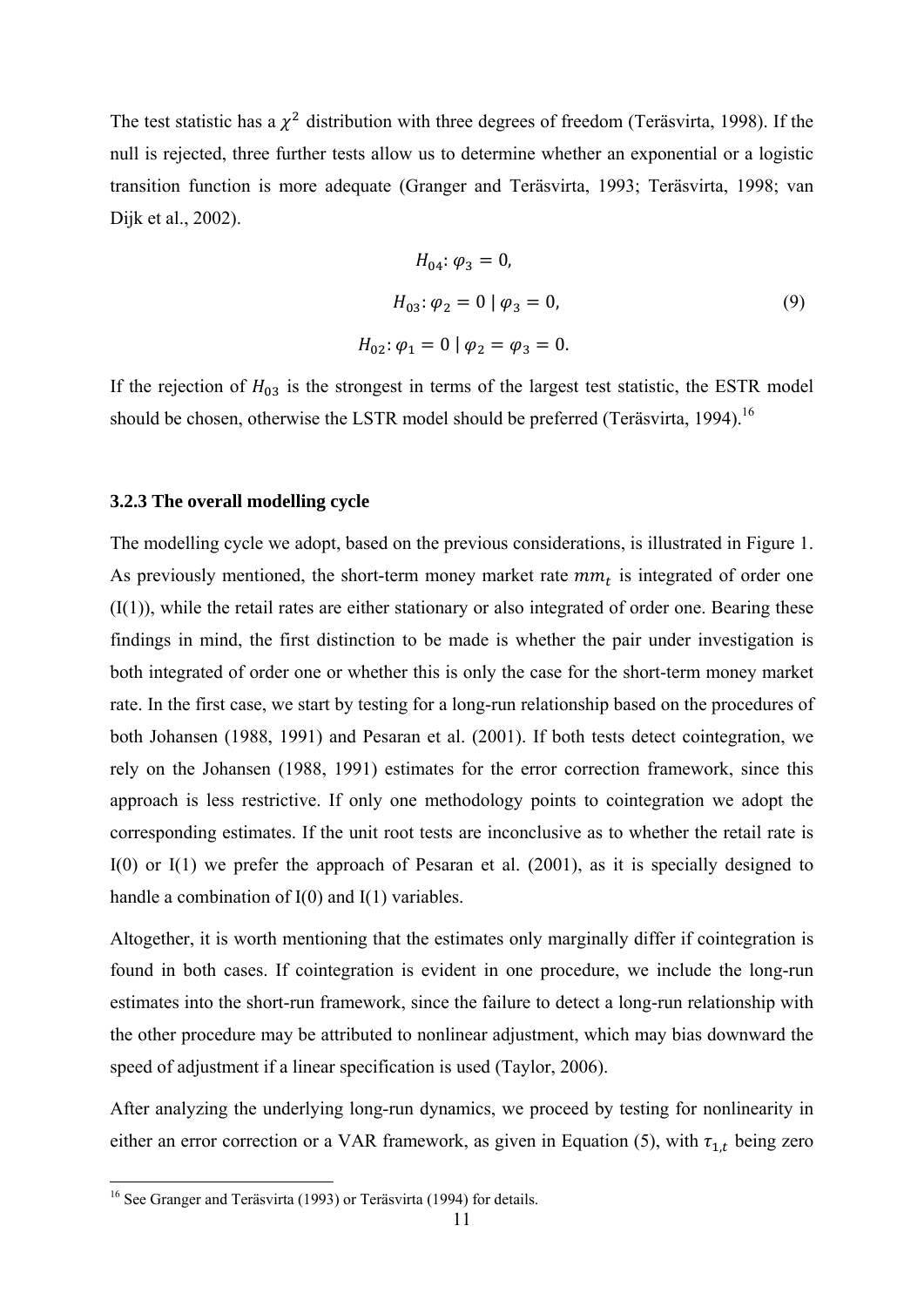The test statistic has a $\chi^2$ distribution with three degrees of freedom (Teräsvirta, 1998). If the null is rejected, three further tests allow us to determine whether an exponential or a logistic transition function is more adequate (Granger and Teräsvirta, 1993; Teräsvirta, 1998; van Dijk et al., 2002).

$$
\begin{aligned}
H_{04}&: \varphi_3 = 0, \\
H_{03}&: \varphi_2 = 0 \mid \varphi_3 = 0, \qquad (9) \\
H_{02}&: \varphi_1 = 0 \mid \varphi_2 = \varphi_3 = 0.
\end{aligned}
$$

If the rejection of $H_{03}$ is the strongest in terms of the largest test statistic, the ESTR model should be chosen, otherwise the LSTR model should be preferred (Teräsvirta, 1994).[16]

### 3.2.3 The overall modelling cycle

The modelling cycle we adopt, based on the previous considerations, is illustrated in Figure 1. As previously mentioned, the short-term money market rate $mm_t$ is integrated of order one (I(1)), while the retail rates are either stationary or also integrated of order one. Bearing these findings in mind, the first distinction to be made is whether the pair under investigation is both integrated of order one or whether this is only the case for the short-term money market rate. In the first case, we start by testing for a long-run relationship based on the procedures of both Johansen (1988, 1991) and Pesaran et al. (2001). If both tests detect cointegration, we rely on the Johansen (1988, 1991) estimates for the error correction framework, since this approach is less restrictive. If only one methodology points to cointegration we adopt the corresponding estimates. If the unit root tests are inconclusive as to whether the retail rate is I(0) or I(1) we prefer the approach of Pesaran et al. (2001), as it is specially designed to handle a combination of I(0) and I(1) variables.

Altogether, it is worth mentioning that the estimates only marginally differ if cointegration is found in both cases. If cointegration is evident in one procedure, we include the long-run estimates into the short-run framework, since the failure to detect a long-run relationship with the other procedure may be attributed to nonlinear adjustment, which may bias downward the speed of adjustment if a linear specification is used (Taylor, 2006).

After analyzing the underlying long-run dynamics, we proceed by testing for nonlinearity in either an error correction or a VAR framework, as given in Equation (5), with $\tau_{1,t}$ being zero

[16] See Granger and Teräsvirta (1993) or Teräsvirta (1994) for details.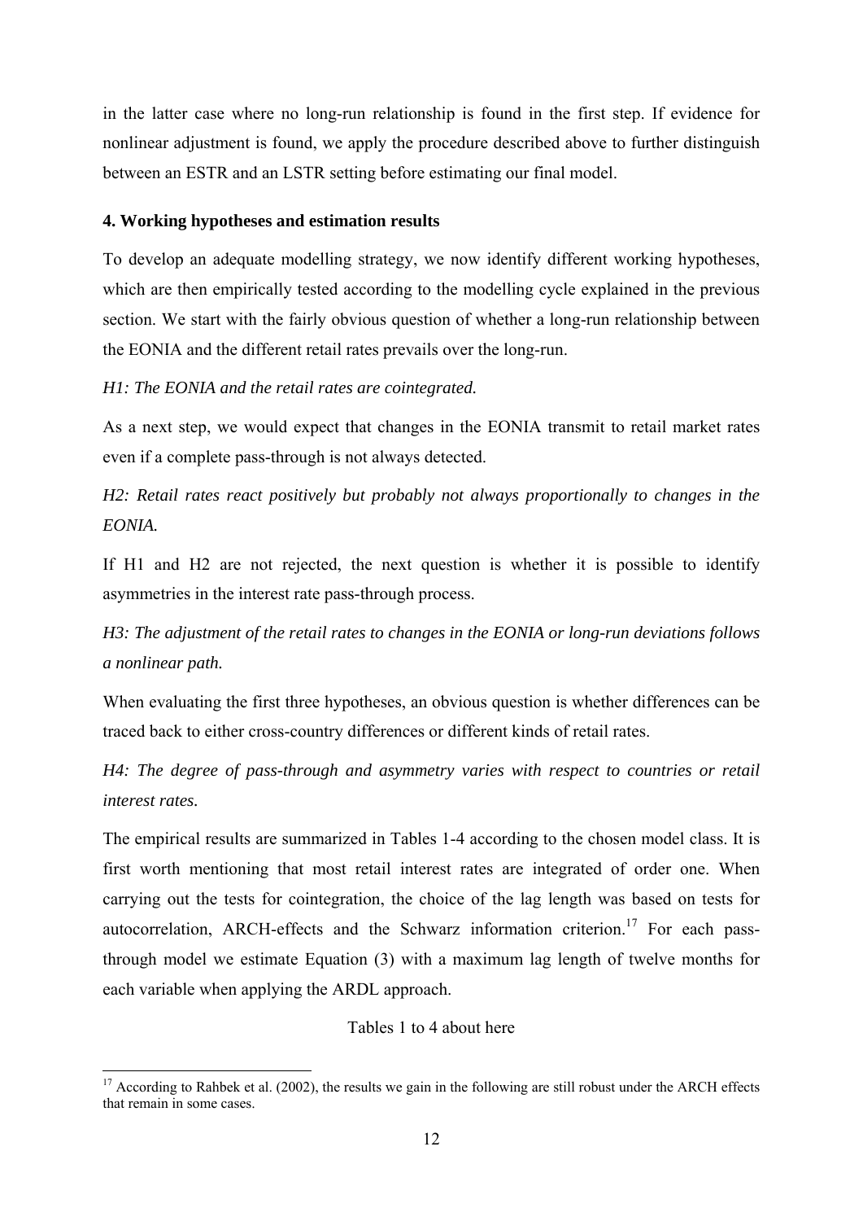in the latter case where no long-run relationship is found in the first step. If evidence for nonlinear adjustment is found, we apply the procedure described above to further distinguish between an ESTR and an LSTR setting before estimating our final model.

## 4. Working hypotheses and estimation results

To develop an adequate modelling strategy, we now identify different working hypotheses, which are then empirically tested according to the modelling cycle explained in the previous section. We start with the fairly obvious question of whether a long-run relationship between the EONIA and the different retail rates prevails over the long-run.

*H1: The EONIA and the retail rates are cointegrated.*

As a next step, we would expect that changes in the EONIA transmit to retail market rates even if a complete pass-through is not always detected.

*H2: Retail rates react positively but probably not always proportionally to changes in the EONIA.*

If H1 and H2 are not rejected, the next question is whether it is possible to identify asymmetries in the interest rate pass-through process.

*H3: The adjustment of the retail rates to changes in the EONIA or long-run deviations follows a nonlinear path.*

When evaluating the first three hypotheses, an obvious question is whether differences can be traced back to either cross-country differences or different kinds of retail rates.

*H4: The degree of pass-through and asymmetry varies with respect to countries or retail interest rates.*

The empirical results are summarized in Tables 1-4 according to the chosen model class. It is first worth mentioning that most retail interest rates are integrated of order one. When carrying out the tests for cointegration, the choice of the lag length was based on tests for autocorrelation, ARCH-effects and the Schwarz information criterion.[17] For each pass-through model we estimate Equation (3) with a maximum lag length of twelve months for each variable when applying the ARDL approach.

Tables 1 to 4 about here

[17] According to Rahbek et al. (2002), the results we gain in the following are still robust under the ARCH effects that remain in some cases.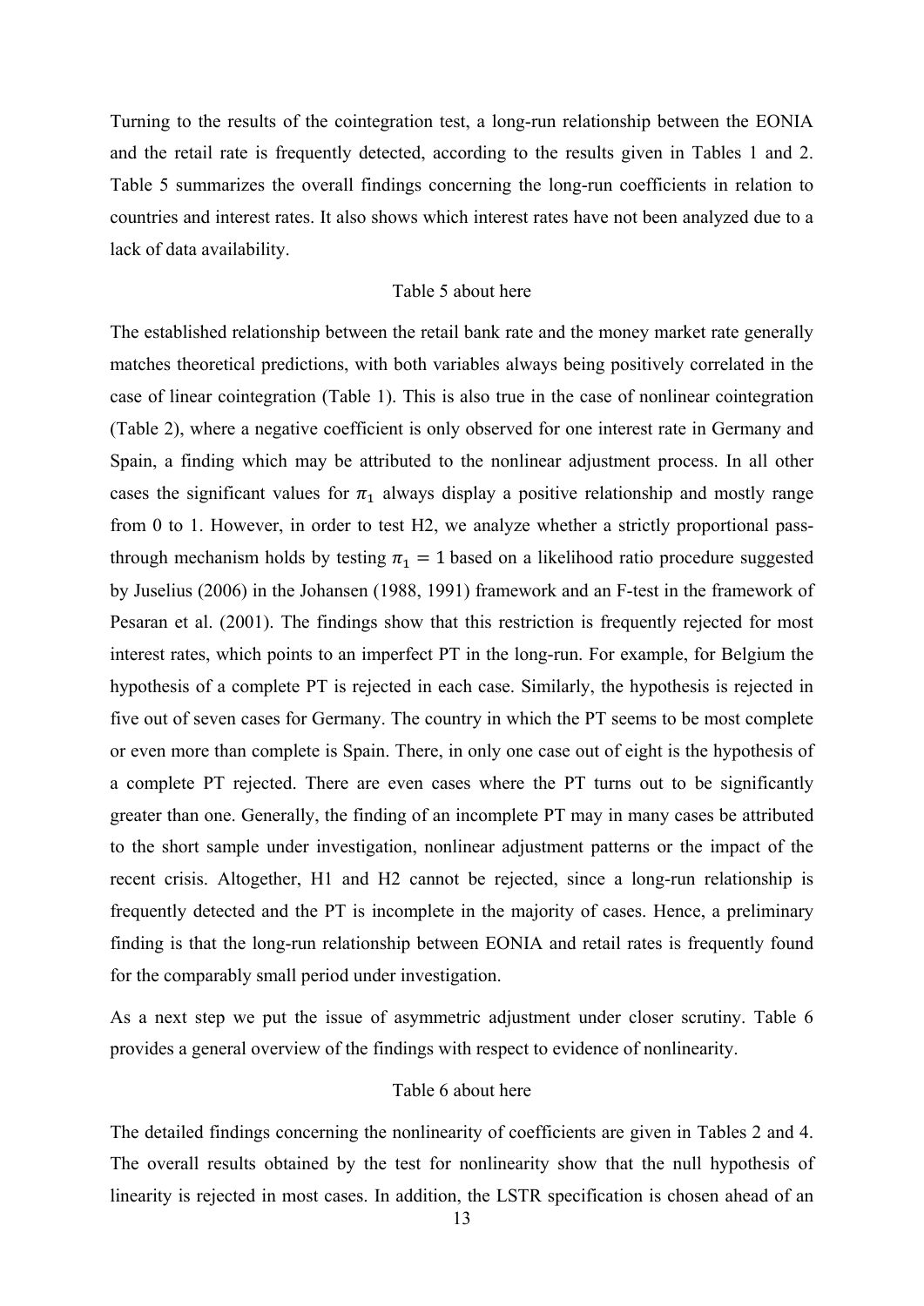Turning to the results of the cointegration test, a long-run relationship between the EONIA and the retail rate is frequently detected, according to the results given in Tables 1 and 2. Table 5 summarizes the overall findings concerning the long-run coefficients in relation to countries and interest rates. It also shows which interest rates have not been analyzed due to a lack of data availability.

Table 5 about here

The established relationship between the retail bank rate and the money market rate generally matches theoretical predictions, with both variables always being positively correlated in the case of linear cointegration (Table 1). This is also true in the case of nonlinear cointegration (Table 2), where a negative coefficient is only observed for one interest rate in Germany and Spain, a finding which may be attributed to the nonlinear adjustment process. In all other cases the significant values for $\pi_1$ always display a positive relationship and mostly range from 0 to 1. However, in order to test H2, we analyze whether a strictly proportional pass-through mechanism holds by testing $\pi_1 = 1$ based on a likelihood ratio procedure suggested by Juselius (2006) in the Johansen (1988, 1991) framework and an F-test in the framework of Pesaran et al. (2001). The findings show that this restriction is frequently rejected for most interest rates, which points to an imperfect PT in the long-run. For example, for Belgium the hypothesis of a complete PT is rejected in each case. Similarly, the hypothesis is rejected in five out of seven cases for Germany. The country in which the PT seems to be most complete or even more than complete is Spain. There, in only one case out of eight is the hypothesis of a complete PT rejected. There are even cases where the PT turns out to be significantly greater than one. Generally, the finding of an incomplete PT may in many cases be attributed to the short sample under investigation, nonlinear adjustment patterns or the impact of the recent crisis. Altogether, H1 and H2 cannot be rejected, since a long-run relationship is frequently detected and the PT is incomplete in the majority of cases. Hence, a preliminary finding is that the long-run relationship between EONIA and retail rates is frequently found for the comparably small period under investigation.

As a next step we put the issue of asymmetric adjustment under closer scrutiny. Table 6 provides a general overview of the findings with respect to evidence of nonlinearity.

Table 6 about here

The detailed findings concerning the nonlinearity of coefficients are given in Tables 2 and 4. The overall results obtained by the test for nonlinearity show that the null hypothesis of linearity is rejected in most cases. In addition, the LSTR specification is chosen ahead of an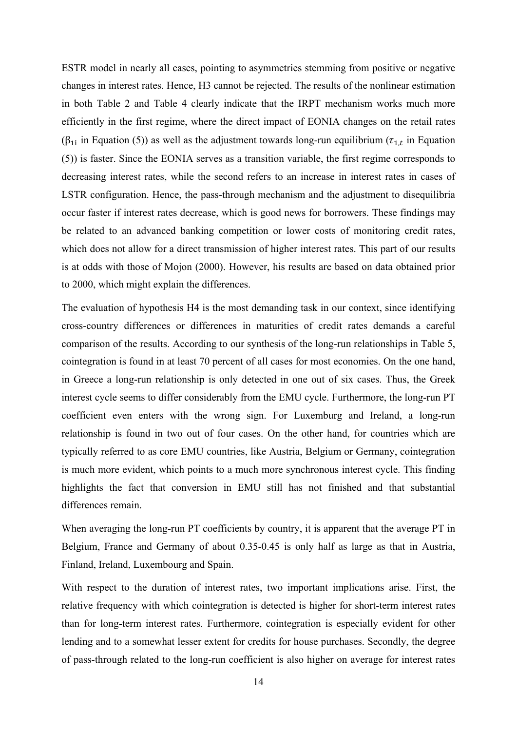ESTR model in nearly all cases, pointing to asymmetries stemming from positive or negative changes in interest rates. Hence, H3 cannot be rejected. The results of the nonlinear estimation in both Table 2 and Table 4 clearly indicate that the IRPT mechanism works much more efficiently in the first regime, where the direct impact of EONIA changes on the retail rates ($\beta_{1i}$ in Equation (5)) as well as the adjustment towards long-run equilibrium ($\tau_{1,t}$ in Equation (5)) is faster. Since the EONIA serves as a transition variable, the first regime corresponds to decreasing interest rates, while the second refers to an increase in interest rates in cases of LSTR configuration. Hence, the pass-through mechanism and the adjustment to disequilibria occur faster if interest rates decrease, which is good news for borrowers. These findings may be related to an advanced banking competition or lower costs of monitoring credit rates, which does not allow for a direct transmission of higher interest rates. This part of our results is at odds with those of Mojon (2000). However, his results are based on data obtained prior to 2000, which might explain the differences.

The evaluation of hypothesis H4 is the most demanding task in our context, since identifying cross-country differences or differences in maturities of credit rates demands a careful comparison of the results. According to our synthesis of the long-run relationships in Table 5, cointegration is found in at least 70 percent of all cases for most economies. On the one hand, in Greece a long-run relationship is only detected in one out of six cases. Thus, the Greek interest cycle seems to differ considerably from the EMU cycle. Furthermore, the long-run PT coefficient even enters with the wrong sign. For Luxemburg and Ireland, a long-run relationship is found in two out of four cases. On the other hand, for countries which are typically referred to as core EMU countries, like Austria, Belgium or Germany, cointegration is much more evident, which points to a much more synchronous interest cycle. This finding highlights the fact that conversion in EMU still has not finished and that substantial differences remain.

When averaging the long-run PT coefficients by country, it is apparent that the average PT in Belgium, France and Germany of about 0.35-0.45 is only half as large as that in Austria, Finland, Ireland, Luxembourg and Spain.

With respect to the duration of interest rates, two important implications arise. First, the relative frequency with which cointegration is detected is higher for short-term interest rates than for long-term interest rates. Furthermore, cointegration is especially evident for other lending and to a somewhat lesser extent for credits for house purchases. Secondly, the degree of pass-through related to the long-run coefficient is also higher on average for interest rates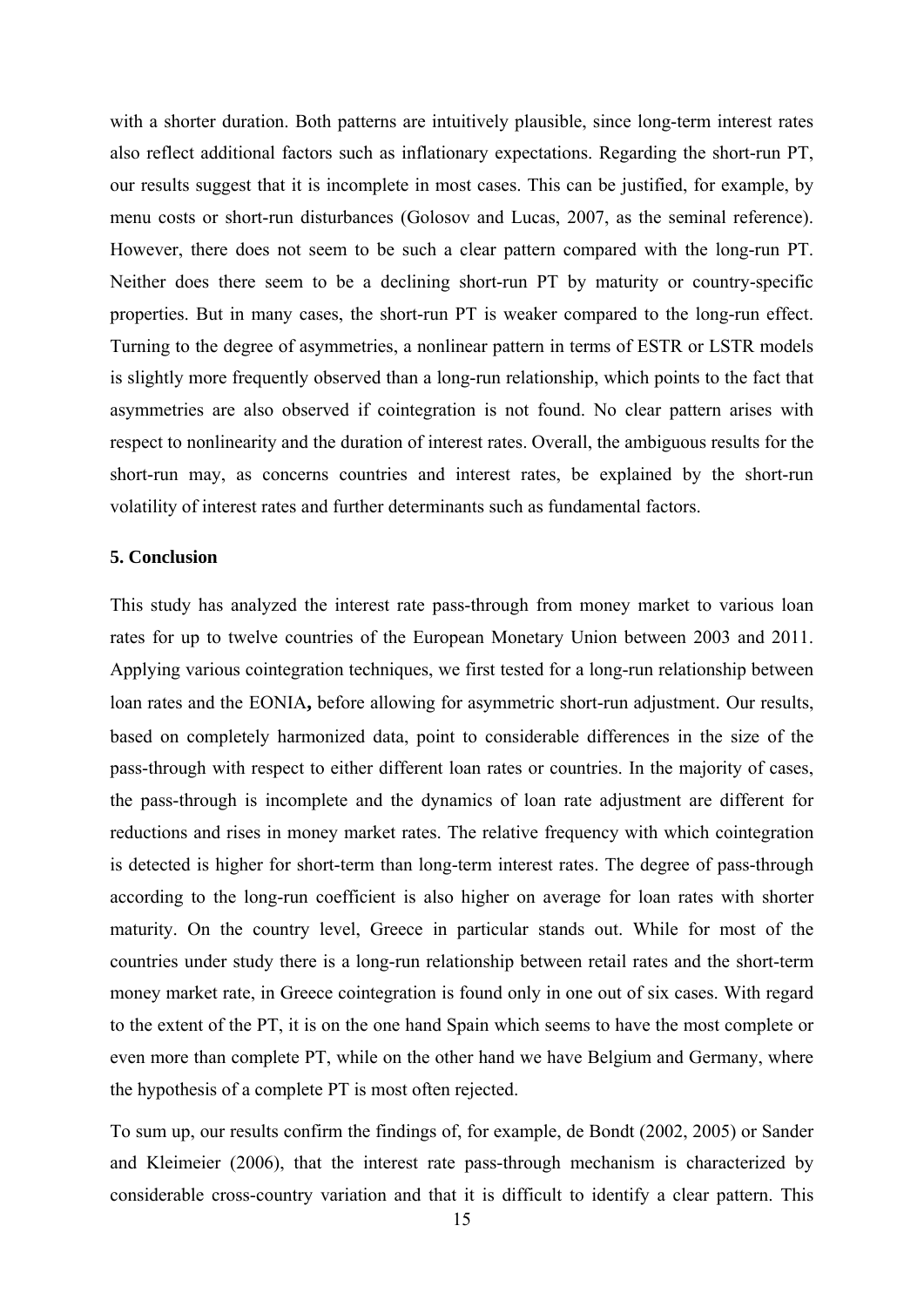with a shorter duration. Both patterns are intuitively plausible, since long-term interest rates also reflect additional factors such as inflationary expectations. Regarding the short-run PT, our results suggest that it is incomplete in most cases. This can be justified, for example, by menu costs or short-run disturbances (Golosov and Lucas, 2007, as the seminal reference). However, there does not seem to be such a clear pattern compared with the long-run PT. Neither does there seem to be a declining short-run PT by maturity or country-specific properties. But in many cases, the short-run PT is weaker compared to the long-run effect. Turning to the degree of asymmetries, a nonlinear pattern in terms of ESTR or LSTR models is slightly more frequently observed than a long-run relationship, which points to the fact that asymmetries are also observed if cointegration is not found. No clear pattern arises with respect to nonlinearity and the duration of interest rates. Overall, the ambiguous results for the short-run may, as concerns countries and interest rates, be explained by the short-run volatility of interest rates and further determinants such as fundamental factors.

## 5. Conclusion

This study has analyzed the interest rate pass-through from money market to various loan rates for up to twelve countries of the European Monetary Union between 2003 and 2011. Applying various cointegration techniques, we first tested for a long-run relationship between loan rates and the EONIA**,** before allowing for asymmetric short-run adjustment. Our results, based on completely harmonized data, point to considerable differences in the size of the pass-through with respect to either different loan rates or countries. In the majority of cases, the pass-through is incomplete and the dynamics of loan rate adjustment are different for reductions and rises in money market rates. The relative frequency with which cointegration is detected is higher for short-term than long-term interest rates. The degree of pass-through according to the long-run coefficient is also higher on average for loan rates with shorter maturity. On the country level, Greece in particular stands out. While for most of the countries under study there is a long-run relationship between retail rates and the short-term money market rate, in Greece cointegration is found only in one out of six cases. With regard to the extent of the PT, it is on the one hand Spain which seems to have the most complete or even more than complete PT, while on the other hand we have Belgium and Germany, where the hypothesis of a complete PT is most often rejected.

To sum up, our results confirm the findings of, for example, de Bondt (2002, 2005) or Sander and Kleimeier (2006), that the interest rate pass-through mechanism is characterized by considerable cross-country variation and that it is difficult to identify a clear pattern. This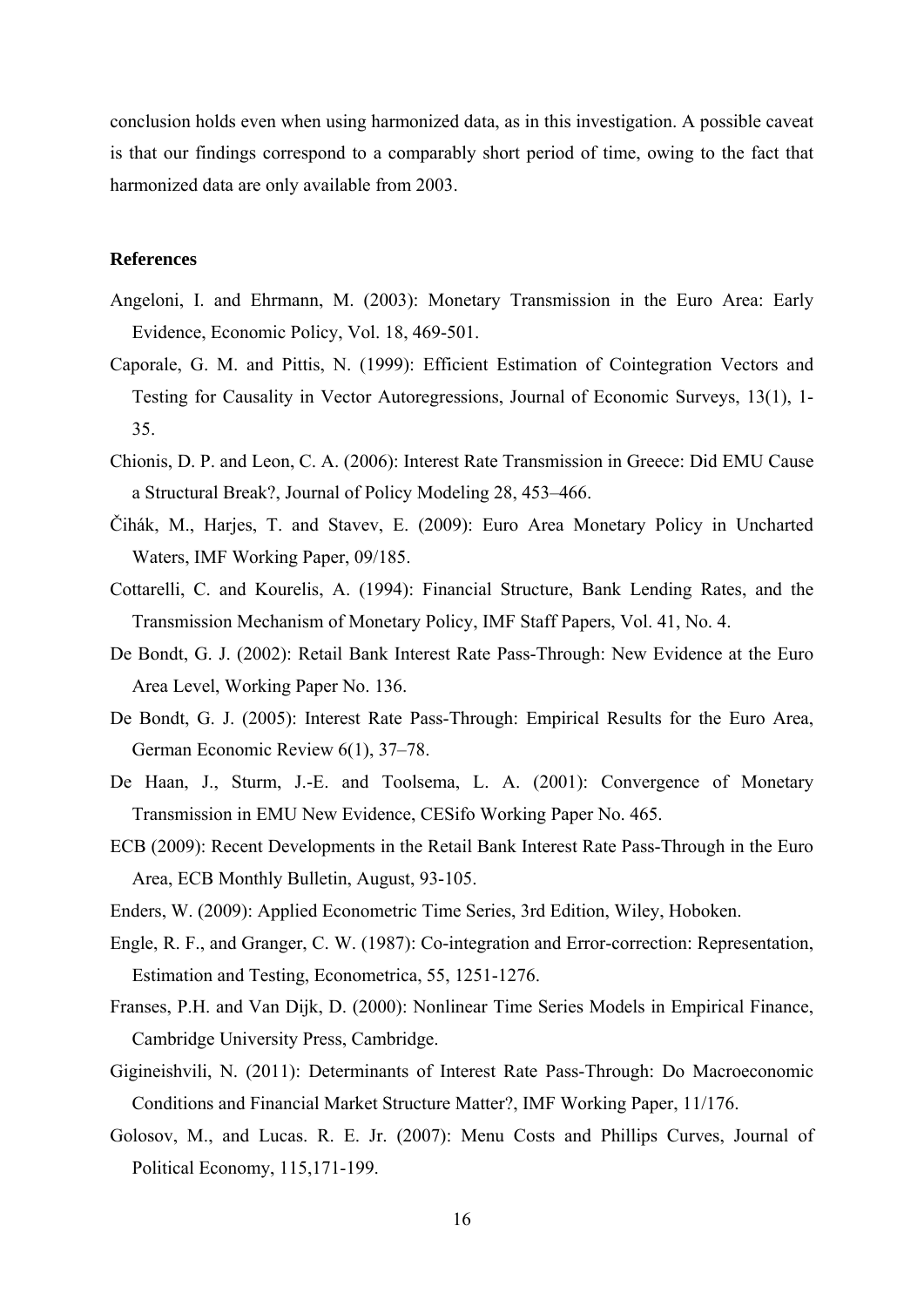conclusion holds even when using harmonized data, as in this investigation. A possible caveat is that our findings correspond to a comparably short period of time, owing to the fact that harmonized data are only available from 2003.

**References**

Angeloni, I. and Ehrmann, M. (2003): Monetary Transmission in the Euro Area: Early Evidence, Economic Policy, Vol. 18, 469-501.

Caporale, G. M. and Pittis, N. (1999): Efficient Estimation of Cointegration Vectors and Testing for Causality in Vector Autoregressions, Journal of Economic Surveys, 13(1), 1-35.

Chionis, D. P. and Leon, C. A. (2006): Interest Rate Transmission in Greece: Did EMU Cause a Structural Break?, Journal of Policy Modeling 28, 453–466.

Čihák, M., Harjes, T. and Stavev, E. (2009): Euro Area Monetary Policy in Uncharted Waters, IMF Working Paper, 09/185.

Cottarelli, C. and Kourelis, A. (1994): Financial Structure, Bank Lending Rates, and the Transmission Mechanism of Monetary Policy, IMF Staff Papers, Vol. 41, No. 4.

De Bondt, G. J. (2002): Retail Bank Interest Rate Pass-Through: New Evidence at the Euro Area Level, Working Paper No. 136.

De Bondt, G. J. (2005): Interest Rate Pass-Through: Empirical Results for the Euro Area, German Economic Review 6(1), 37–78.

De Haan, J., Sturm, J.-E. and Toolsema, L. A. (2001): Convergence of Monetary Transmission in EMU New Evidence, CESifo Working Paper No. 465.

ECB (2009): Recent Developments in the Retail Bank Interest Rate Pass-Through in the Euro Area, ECB Monthly Bulletin, August, 93-105.

Enders, W. (2009): Applied Econometric Time Series, 3rd Edition, Wiley, Hoboken.

Engle, R. F., and Granger, C. W. (1987): Co-integration and Error-correction: Representation, Estimation and Testing, Econometrica, 55, 1251-1276.

Franses, P.H. and Van Dijk, D. (2000): Nonlinear Time Series Models in Empirical Finance, Cambridge University Press, Cambridge.

Gigineishvili, N. (2011): Determinants of Interest Rate Pass-Through: Do Macroeconomic Conditions and Financial Market Structure Matter?, IMF Working Paper, 11/176.

Golosov, M., and Lucas. R. E. Jr. (2007): Menu Costs and Phillips Curves, Journal of Political Economy, 115,171-199.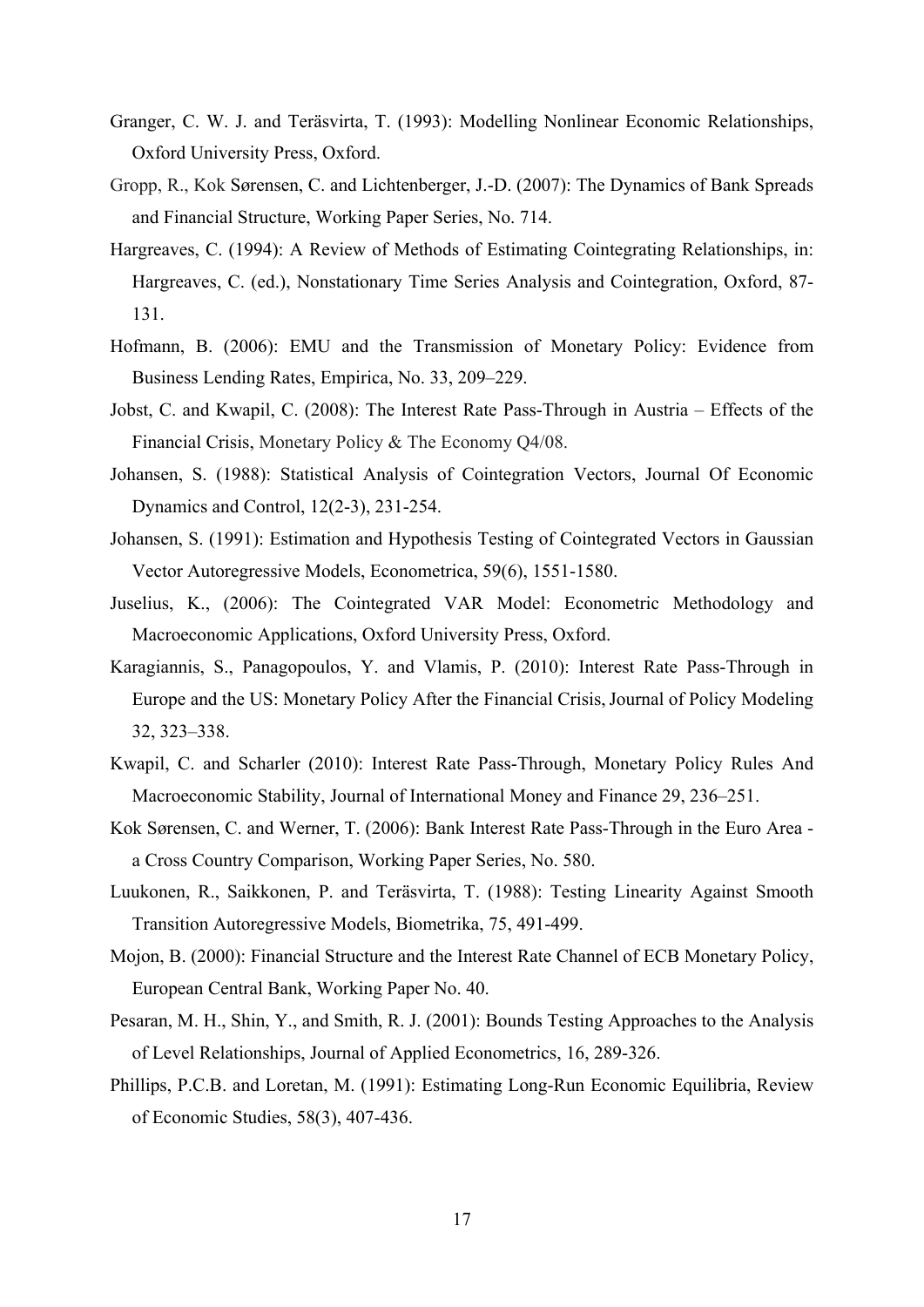Granger, C. W. J. and Teräsvirta, T. (1993): Modelling Nonlinear Economic Relationships, Oxford University Press, Oxford.

Gropp, R., Kok Sørensen, C. and Lichtenberger, J.-D. (2007): The Dynamics of Bank Spreads and Financial Structure, Working Paper Series, No. 714.

Hargreaves, C. (1994): A Review of Methods of Estimating Cointegrating Relationships, in: Hargreaves, C. (ed.), Nonstationary Time Series Analysis and Cointegration, Oxford, 87-131.

Hofmann, B. (2006): EMU and the Transmission of Monetary Policy: Evidence from Business Lending Rates, Empirica, No. 33, 209–229.

Jobst, C. and Kwapil, C. (2008): The Interest Rate Pass-Through in Austria – Effects of the Financial Crisis, Monetary Policy & The Economy Q4/08.

Johansen, S. (1988): Statistical Analysis of Cointegration Vectors, Journal Of Economic Dynamics and Control, 12(2-3), 231-254.

Johansen, S. (1991): Estimation and Hypothesis Testing of Cointegrated Vectors in Gaussian Vector Autoregressive Models, Econometrica, 59(6), 1551-1580.

Juselius, K., (2006): The Cointegrated VAR Model: Econometric Methodology and Macroeconomic Applications, Oxford University Press, Oxford.

Karagiannis, S., Panagopoulos, Y. and Vlamis, P. (2010): Interest Rate Pass-Through in Europe and the US: Monetary Policy After the Financial Crisis, Journal of Policy Modeling 32, 323–338.

Kwapil, C. and Scharler (2010): Interest Rate Pass-Through, Monetary Policy Rules And Macroeconomic Stability, Journal of International Money and Finance 29, 236–251.

Kok Sørensen, C. and Werner, T. (2006): Bank Interest Rate Pass-Through in the Euro Area - a Cross Country Comparison, Working Paper Series, No. 580.

Luukonen, R., Saikkonen, P. and Teräsvirta, T. (1988): Testing Linearity Against Smooth Transition Autoregressive Models, Biometrika, 75, 491-499.

Mojon, B. (2000): Financial Structure and the Interest Rate Channel of ECB Monetary Policy, European Central Bank, Working Paper No. 40.

Pesaran, M. H., Shin, Y., and Smith, R. J. (2001): Bounds Testing Approaches to the Analysis of Level Relationships, Journal of Applied Econometrics, 16, 289-326.

Phillips, P.C.B. and Loretan, M. (1991): Estimating Long-Run Economic Equilibria, Review of Economic Studies, 58(3), 407-436.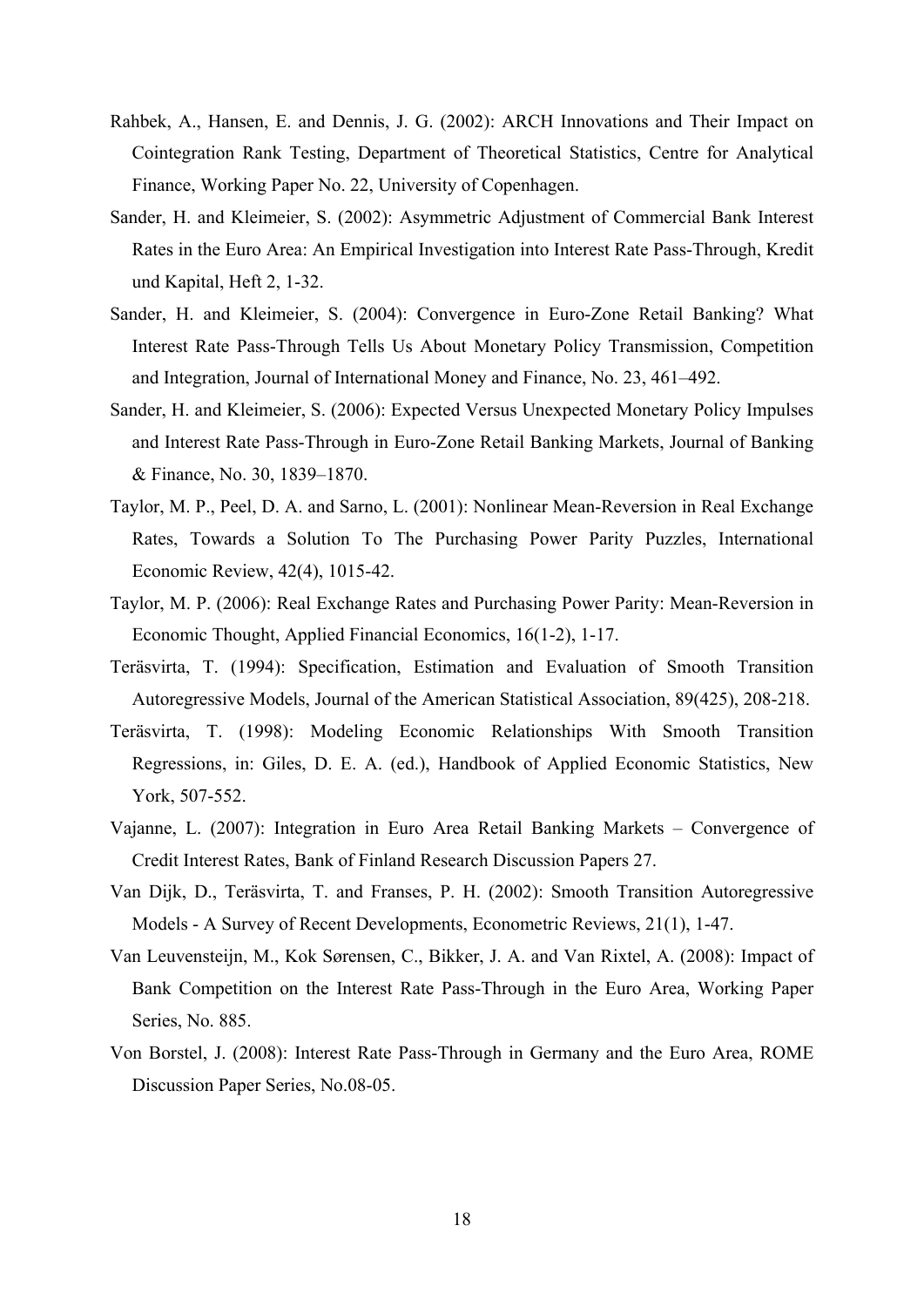Rahbek, A., Hansen, E. and Dennis, J. G. (2002): ARCH Innovations and Their Impact on Cointegration Rank Testing, Department of Theoretical Statistics, Centre for Analytical Finance, Working Paper No. 22, University of Copenhagen.

Sander, H. and Kleimeier, S. (2002): Asymmetric Adjustment of Commercial Bank Interest Rates in the Euro Area: An Empirical Investigation into Interest Rate Pass-Through, Kredit und Kapital, Heft 2, 1-32.

Sander, H. and Kleimeier, S. (2004): Convergence in Euro-Zone Retail Banking? What Interest Rate Pass-Through Tells Us About Monetary Policy Transmission, Competition and Integration, Journal of International Money and Finance, No. 23, 461–492.

Sander, H. and Kleimeier, S. (2006): Expected Versus Unexpected Monetary Policy Impulses and Interest Rate Pass-Through in Euro-Zone Retail Banking Markets, Journal of Banking & Finance, No. 30, 1839–1870.

Taylor, M. P., Peel, D. A. and Sarno, L. (2001): Nonlinear Mean-Reversion in Real Exchange Rates, Towards a Solution To The Purchasing Power Parity Puzzles, International Economic Review, 42(4), 1015-42.

Taylor, M. P. (2006): Real Exchange Rates and Purchasing Power Parity: Mean-Reversion in Economic Thought, Applied Financial Economics, 16(1-2), 1-17.

Teräsvirta, T. (1994): Specification, Estimation and Evaluation of Smooth Transition Autoregressive Models, Journal of the American Statistical Association, 89(425), 208-218.

Teräsvirta, T. (1998): Modeling Economic Relationships With Smooth Transition Regressions, in: Giles, D. E. A. (ed.), Handbook of Applied Economic Statistics, New York, 507-552.

Vajanne, L. (2007): Integration in Euro Area Retail Banking Markets – Convergence of Credit Interest Rates, Bank of Finland Research Discussion Papers 27.

Van Dijk, D., Teräsvirta, T. and Franses, P. H. (2002): Smooth Transition Autoregressive Models - A Survey of Recent Developments, Econometric Reviews, 21(1), 1-47.

Van Leuvensteijn, M., Kok Sørensen, C., Bikker, J. A. and Van Rixtel, A. (2008): Impact of Bank Competition on the Interest Rate Pass-Through in the Euro Area, Working Paper Series, No. 885.

Von Borstel, J. (2008): Interest Rate Pass-Through in Germany and the Euro Area, ROME Discussion Paper Series, No.08-05.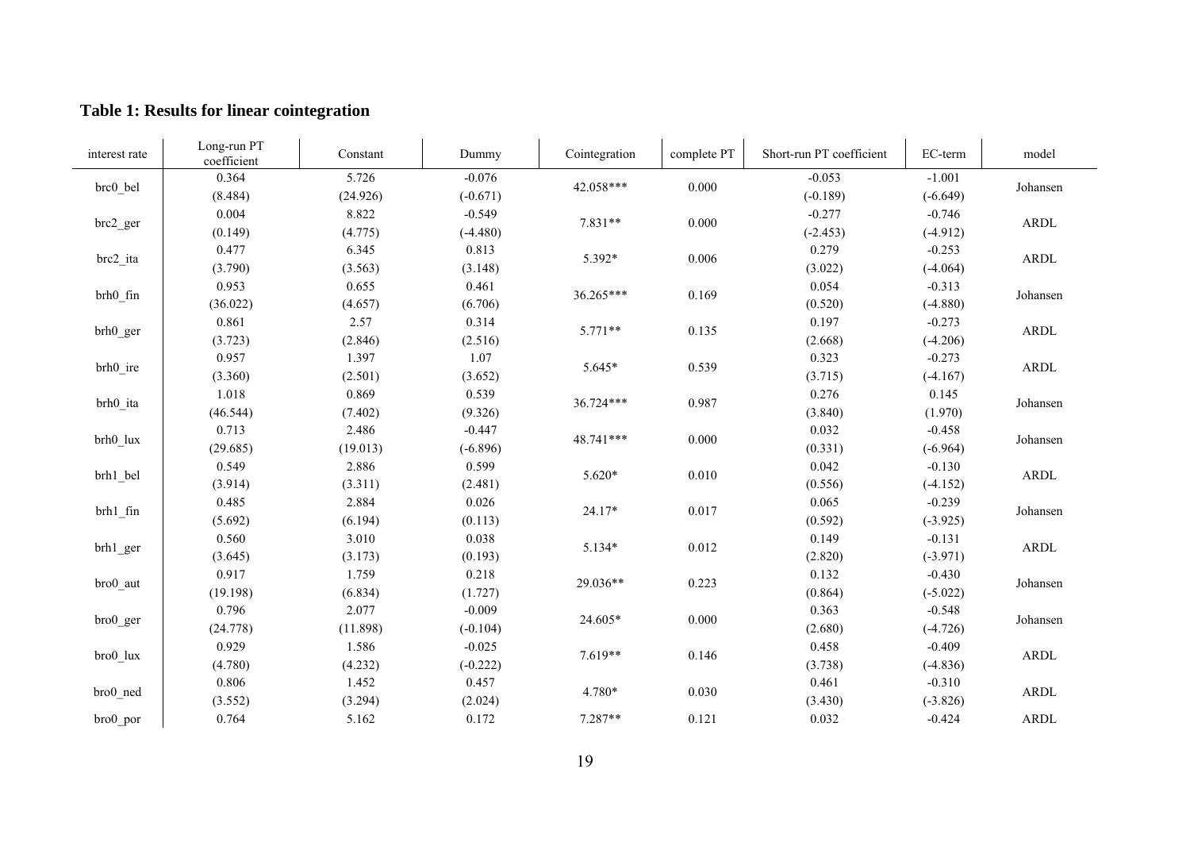**Table 1: Results for linear cointegration**

| interest rate | Long-run PT coefficient | Constant | Dummy | Cointegration | complete PT | Short-run PT coefficient | EC-term | model |
|---|---|---|---|---|---|---|---|---|
| brc0_bel | 0.364 | 5.726 | -0.076 | 42.058*** | 0.000 | -0.053 | -1.001 | Johansen |
| | (8.484) | (24.926) | (-0.671) | | | (-0.189) | (-6.649) | |
| brc2_ger | 0.004 | 8.822 | -0.549 | 7.831** | 0.000 | -0.277 | -0.746 | ARDL |
| | (0.149) | (4.775) | (-4.480) | | | (-2.453) | (-4.912) | |
| brc2_ita | 0.477 | 6.345 | 0.813 | 5.392* | 0.006 | 0.279 | -0.253 | ARDL |
| | (3.790) | (3.563) | (3.148) | | | (3.022) | (-4.064) | |
| brh0_fin | 0.953 | 0.655 | 0.461 | 36.265*** | 0.169 | 0.054 | -0.313 | Johansen |
| | (36.022) | (4.657) | (6.706) | | | (0.520) | (-4.880) | |
| brh0_ger | 0.861 | 2.57 | 0.314 | 5.771** | 0.135 | 0.197 | -0.273 | ARDL |
| | (3.723) | (2.846) | (2.516) | | | (2.668) | (-4.206) | |
| brh0_ire | 0.957 | 1.397 | 1.07 | 5.645* | 0.539 | 0.323 | -0.273 | ARDL |
| | (3.360) | (2.501) | (3.652) | | | (3.715) | (-4.167) | |
| brh0_ita | 1.018 | 0.869 | 0.539 | 36.724*** | 0.987 | 0.276 | 0.145 | Johansen |
| | (46.544) | (7.402) | (9.326) | | | (3.840) | (1.970) | |
| brh0_lux | 0.713 | 2.486 | -0.447 | 48.741*** | 0.000 | 0.032 | -0.458 | Johansen |
| | (29.685) | (19.013) | (-6.896) | | | (0.331) | (-6.964) | |
| brh1_bel | 0.549 | 2.886 | 0.599 | 5.620* | 0.010 | 0.042 | -0.130 | ARDL |
| | (3.914) | (3.311) | (2.481) | | | (0.556) | (-4.152) | |
| brh1_fin | 0.485 | 2.884 | 0.026 | 24.17* | 0.017 | 0.065 | -0.239 | Johansen |
| | (5.692) | (6.194) | (0.113) | | | (0.592) | (-3.925) | |
| brh1_ger | 0.560 | 3.010 | 0.038 | 5.134* | 0.012 | 0.149 | -0.131 | ARDL |
| | (3.645) | (3.173) | (0.193) | | | (2.820) | (-3.971) | |
| bro0_aut | 0.917 | 1.759 | 0.218 | 29.036** | 0.223 | 0.132 | -0.430 | Johansen |
| | (19.198) | (6.834) | (1.727) | | | (0.864) | (-5.022) | |
| bro0_ger | 0.796 | 2.077 | -0.009 | 24.605* | 0.000 | 0.363 | -0.548 | Johansen |
| | (24.778) | (11.898) | (-0.104) | | | (2.680) | (-4.726) | |
| bro0_lux | 0.929 | 1.586 | -0.025 | 7.619** | 0.146 | 0.458 | -0.409 | ARDL |
| | (4.780) | (4.232) | (-0.222) | | | (3.738) | (-4.836) | |
| bro0_ned | 0.806 | 1.452 | 0.457 | 4.780* | 0.030 | 0.461 | -0.310 | ARDL |
| | (3.552) | (3.294) | (2.024) | | | (3.430) | (-3.826) | |
| bro0_por | 0.764 | 5.162 | 0.172 | 7.287** | 0.121 | 0.032 | -0.424 | ARDL |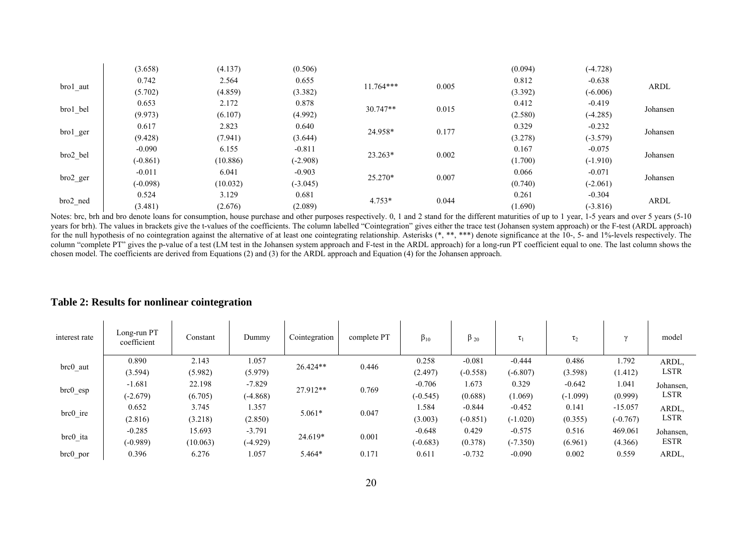| | | | | | | | | |
|---|---|---|---|---|---|---|---|---|
| | (3.658) | (4.137) | (0.506) | | | (0.094) | (-4.728) | |
| bro1_aut | 0.742<br>(5.702) | 2.564<br>(4.859) | 0.655<br>(3.382) | 11.764*** | 0.005 | 0.812<br>(3.392) | -0.638<br>(-6.006) | ARDL |
| bro1_bel | 0.653<br>(9.973) | 2.172<br>(6.107) | 0.878<br>(4.992) | 30.747** | 0.015 | 0.412<br>(2.580) | -0.419<br>(-4.285) | Johansen |
| bro1_ger | 0.617<br>(9.428) | 2.823<br>(7.941) | 0.640<br>(3.644) | 24.958* | 0.177 | 0.329<br>(3.278) | -0.232<br>(-3.579) | Johansen |
| bro2_bel | -0.090<br>(-0.861) | 6.155<br>(10.886) | -0.811<br>(-2.908) | 23.263* | 0.002 | 0.167<br>(1.700) | -0.075<br>(-1.910) | Johansen |
| bro2_ger | -0.011<br>(-0.098) | 6.041<br>(10.032) | -0.903<br>(-3.045) | 25.270* | 0.007 | 0.066<br>(0.740) | -0.071<br>(-2.061) | Johansen |
| bro2_ned | 0.524<br>(3.481) | 3.129<br>(2.676) | 0.681<br>(2.089) | 4.753* | 0.044 | 0.261<br>(1.690) | -0.304<br>(-3.816) | ARDL |

Notes: brc, brh and bro denote loans for consumption, house purchase and other purposes respectively. 0, 1 and 2 stand for the different maturities of up to 1 year, 1-5 years and over 5 years (5-10 years for brh). The values in brackets give the t-values of the coefficients. The column labelled "Cointegration" gives either the trace test (Johansen system approach) or the F-test (ARDL approach) for the null hypothesis of no cointegration against the alternative of at least one cointegrating relationship. Asterisks (*, **, ***) denote significance at the 10-, 5- and 1%-levels respectively. The column "complete PT" gives the p-value of a test (LM test in the Johansen system approach and F-test in the ARDL approach) for a long-run PT coefficient equal to one. The last column shows the chosen model. The coefficients are derived from Equations (2) and (3) for the ARDL approach and Equation (4) for the Johansen approach.

## Table 2: Results for nonlinear cointegration

| interest rate | Long-run PT coefficient | Constant | Dummy | Cointegration | complete PT | $\beta_{10}$ | $\beta_{20}$ | $\tau_1$ | $\tau_2$ | $\gamma$ | model |
|---|---|---|---|---|---|---|---|---|---|---|---|
| brc0_aut | 0.890<br>(3.594) | 2.143<br>(5.982) | 1.057<br>(5.979) | 26.424** | 0.446 | 0.258<br>(2.497) | -0.081<br>(-0.558) | -0.444<br>(-6.807) | 0.486<br>(3.598) | 1.792<br>(1.412) | ARDL, LSTR |
| brc0_esp | -1.681<br>(-2.679) | 22.198<br>(6.705) | -7.829<br>(-4.868) | 27.912** | 0.769 | -0.706<br>(-0.545) | 1.673<br>(0.688) | 0.329<br>(1.069) | -0.642<br>(-1.099) | 1.041<br>(0.999) | Johansen, LSTR |
| brc0_ire | 0.652<br>(2.816) | 3.745<br>(3.218) | 1.357<br>(2.850) | 5.061* | 0.047 | 1.584<br>(3.003) | -0.844<br>(-0.851) | -0.452<br>(-1.020) | 0.141<br>(0.355) | -15.057<br>(-0.767) | ARDL, LSTR |
| brc0_ita | -0.285<br>(-0.989) | 15.693<br>(10.063) | -3.791<br>(-4.929) | 24.619* | 0.001 | -0.648<br>(-0.683) | 0.429<br>(0.378) | -0.575<br>(-7.350) | 0.516<br>(6.961) | 469.061<br>(4.366) | Johansen, ESTR |
| brc0_por | 0.396 | 6.276 | 1.057 | 5.464* | 0.171 | 0.611 | -0.732 | -0.090 | 0.002 | 0.559 | ARDL, |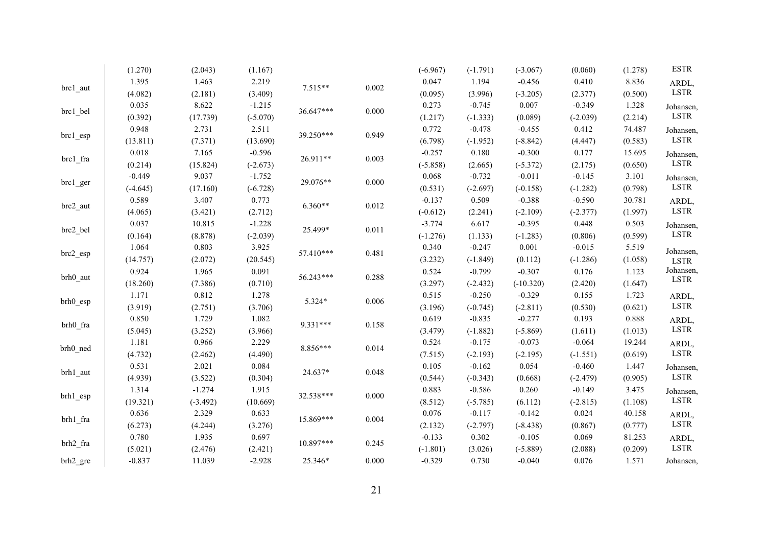|  |  |  |  |  |  |  |  |  |  |  |  |
|---|---|---|---|---|---|---|---|---|---|---|---|
|  | (1.270) | (2.043) | (1.167) |  |  | (-6.967) | (-1.791) | (-3.067) | (0.060) | (1.278) | ESTR |
| brc1_aut | 1.395 | 1.463 | 2.219 | 7.515** | 0.002 | 0.047 | 1.194 | -0.456 | 0.410 | 8.836 | ARDL, LSTR |
|  | (4.082) | (2.181) | (3.409) |  |  | (0.095) | (3.996) | (-3.205) | (2.377) | (0.500) |  |
| brc1_bel | 0.035 | 8.622 | -1.215 | 36.647*** | 0.000 | 0.273 | -0.745 | 0.007 | -0.349 | 1.328 | Johansen, LSTR |
|  | (0.392) | (17.739) | (-5.070) |  |  | (1.217) | (-1.333) | (0.089) | (-2.039) | (2.214) |  |
| brc1_esp | 0.948 | 2.731 | 2.511 | 39.250*** | 0.949 | 0.772 | -0.478 | -0.455 | 0.412 | 74.487 | Johansen, LSTR |
|  | (13.811) | (7.371) | (13.690) |  |  | (6.798) | (-1.952) | (-8.842) | (4.447) | (0.583) |  |
| brc1_fra | 0.018 | 7.165 | -0.596 | 26.911** | 0.003 | -0.257 | 0.180 | -0.300 | 0.177 | 15.695 | Johansen, LSTR |
|  | (0.214) | (15.824) | (-2.673) |  |  | (-5.858) | (2.665) | (-5.372) | (2.175) | (0.650) |  |
| brc1_ger | -0.449 | 9.037 | -1.752 | 29.076** | 0.000 | 0.068 | -0.732 | -0.011 | -0.145 | 3.101 | Johansen, LSTR |
|  | (-4.645) | (17.160) | (-6.728) |  |  | (0.531) | (-2.697) | (-0.158) | (-1.282) | (0.798) |  |
| brc2_aut | 0.589 | 3.407 | 0.773 | 6.360** | 0.012 | -0.137 | 0.509 | -0.388 | -0.590 | 30.781 | ARDL, LSTR |
|  | (4.065) | (3.421) | (2.712) |  |  | (-0.612) | (2.241) | (-2.109) | (-2.377) | (1.997) |  |
| brc2_bel | 0.037 | 10.815 | -1.228 | 25.499* | 0.011 | -3.774 | 6.617 | -0.395 | 0.448 | 0.503 | Johansen, LSTR |
|  | (0.164) | (8.878) | (-2.039) |  |  | (-1.276) | (1.133) | (-1.283) | (0.806) | (0.599) |  |
| brc2_esp | 1.064 | 0.803 | 3.925 | 57.410*** | 0.481 | 0.340 | -0.247 | 0.001 | -0.015 | 5.519 | Johansen, LSTR |
|  | (14.757) | (2.072) | (20.545) |  |  | (3.232) | (-1.849) | (0.112) | (-1.286) | (1.058) |  |
| brh0_aut | 0.924 | 1.965 | 0.091 | 56.243*** | 0.288 | 0.524 | -0.799 | -0.307 | 0.176 | 1.123 | Johansen, LSTR |
|  | (18.260) | (7.386) | (0.710) |  |  | (3.297) | (-2.432) | (-10.320) | (2.420) | (1.647) |  |
| brh0_esp | 1.171 | 0.812 | 1.278 | 5.324* | 0.006 | 0.515 | -0.250 | -0.329 | 0.155 | 1.723 | ARDL, LSTR |
|  | (3.919) | (2.751) | (3.706) |  |  | (3.196) | (-0.745) | (-2.811) | (0.530) | (0.621) |  |
| brh0_fra | 0.850 | 1.729 | 1.082 | 9.331*** | 0.158 | 0.619 | -0.835 | -0.277 | 0.193 | 0.888 | ARDL, LSTR |
|  | (5.045) | (3.252) | (3.966) |  |  | (3.479) | (-1.882) | (-5.869) | (1.611) | (1.013) |  |
| brh0_ned | 1.181 | 0.966 | 2.229 | 8.856*** | 0.014 | 0.524 | -0.175 | -0.073 | -0.064 | 19.244 | ARDL, LSTR |
|  | (4.732) | (2.462) | (4.490) |  |  | (7.515) | (-2.193) | (-2.195) | (-1.551) | (0.619) |  |
| brh1_aut | 0.531 | 2.021 | 0.084 | 24.637* | 0.048 | 0.105 | -0.162 | 0.054 | -0.460 | 1.447 | Johansen, LSTR |
|  | (4.939) | (3.522) | (0.304) |  |  | (0.544) | (-0.343) | (0.668) | (-2.479) | (0.905) |  |
| brh1_esp | 1.314 | -1.274 | 1.915 | 32.538*** | 0.000 | 0.883 | -0.586 | 0.260 | -0.149 | 3.475 | Johansen, LSTR |
|  | (19.321) | (-3.492) | (10.669) |  |  | (8.512) | (-5.785) | (6.112) | (-2.815) | (1.108) |  |
| brh1_fra | 0.636 | 2.329 | 0.633 | 15.869*** | 0.004 | 0.076 | -0.117 | -0.142 | 0.024 | 40.158 | ARDL, LSTR |
|  | (6.273) | (4.244) | (3.276) |  |  | (2.132) | (-2.797) | (-8.438) | (0.867) | (0.777) |  |
| brh2_fra | 0.780 | 1.935 | 0.697 | 10.897*** | 0.245 | -0.133 | 0.302 | -0.105 | 0.069 | 81.253 | ARDL, LSTR |
|  | (5.021) | (2.476) | (2.421) |  |  | (-1.801) | (3.026) | (-5.889) | (2.088) | (0.209) |  |
| brh2_gre | -0.837 | 11.039 | -2.928 | 25.346* | 0.000 | -0.329 | 0.730 | -0.040 | 0.076 | 1.571 | Johansen, |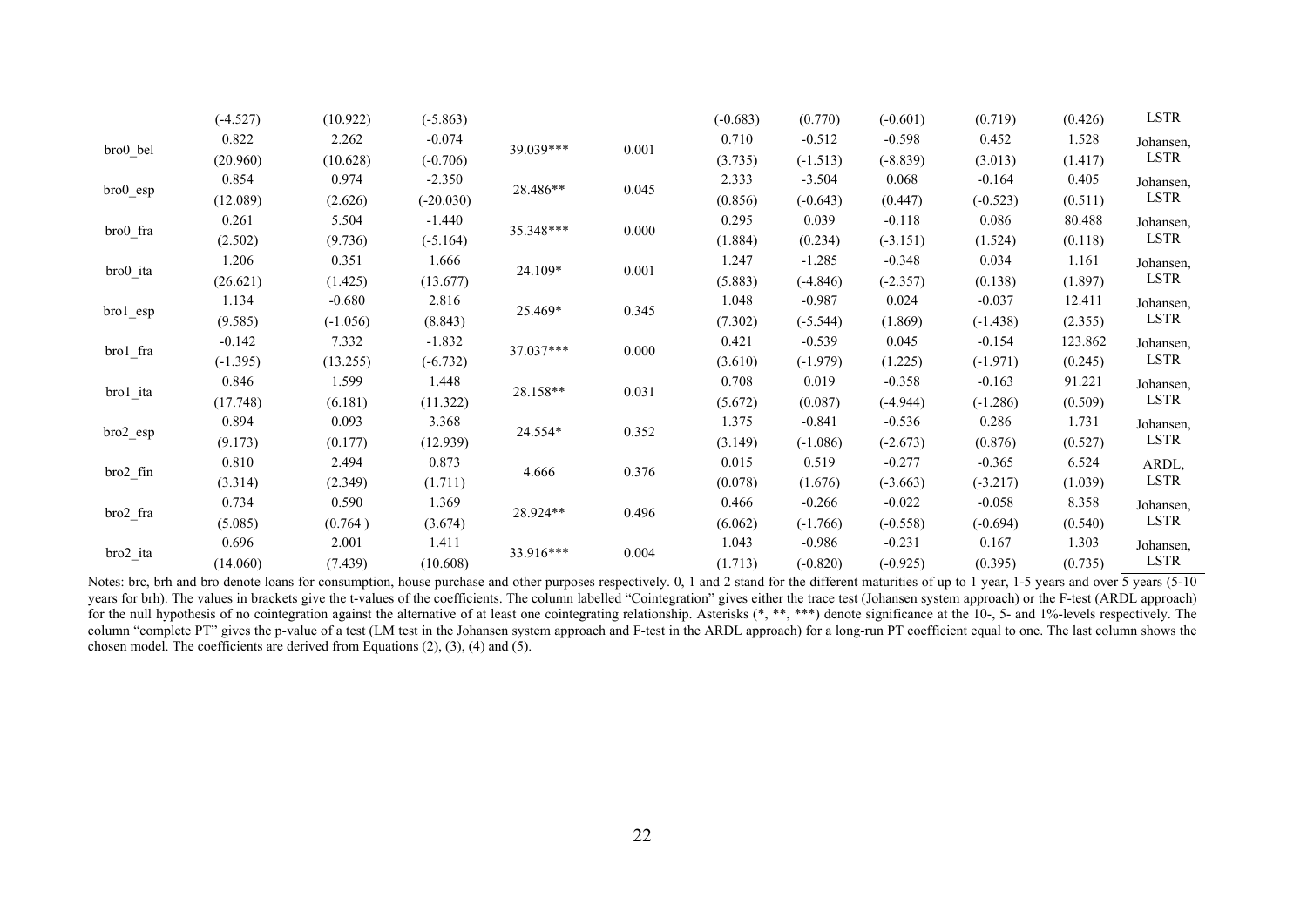| | | | | | | | | | | | |
|---|---|---|---|---|---|---|---|---|---|---|---|
| | (-4.527) | (10.922) | (-5.863) | | | (-0.683) | (0.770) | (-0.601) | (0.719) | (0.426) | LSTR |
| bro0_bel | 0.822 | 2.262 | -0.074 | 39.039*** | 0.001 | 0.710 | -0.512 | -0.598 | 0.452 | 1.528 | Johansen, |
| | (20.960) | (10.628) | (-0.706) | | | (3.735) | (-1.513) | (-8.839) | (3.013) | (1.417) | LSTR |
| bro0_esp | 0.854 | 0.974 | -2.350 | 28.486** | 0.045 | 2.333 | -3.504 | 0.068 | -0.164 | 0.405 | Johansen, |
| | (12.089) | (2.626) | (-20.030) | | | (0.856) | (-0.643) | (0.447) | (-0.523) | (0.511) | LSTR |
| bro0_fra | 0.261 | 5.504 | -1.440 | 35.348*** | 0.000 | 0.295 | 0.039 | -0.118 | 0.086 | 80.488 | Johansen, |
| | (2.502) | (9.736) | (-5.164) | | | (1.884) | (0.234) | (-3.151) | (1.524) | (0.118) | LSTR |
| bro0_ita | 1.206 | 0.351 | 1.666 | 24.109* | 0.001 | 1.247 | -1.285 | -0.348 | 0.034 | 1.161 | Johansen, |
| | (26.621) | (1.425) | (13.677) | | | (5.883) | (-4.846) | (-2.357) | (0.138) | (1.897) | LSTR |
| bro1_esp | 1.134 | -0.680 | 2.816 | 25.469* | 0.345 | 1.048 | -0.987 | 0.024 | -0.037 | 12.411 | Johansen, |
| | (9.585) | (-1.056) | (8.843) | | | (7.302) | (-5.544) | (1.869) | (-1.438) | (2.355) | LSTR |
| bro1_fra | -0.142 | 7.332 | -1.832 | 37.037*** | 0.000 | 0.421 | -0.539 | 0.045 | -0.154 | 123.862 | Johansen, |
| | (-1.395) | (13.255) | (-6.732) | | | (3.610) | (-1.979) | (1.225) | (-1.971) | (0.245) | LSTR |
| bro1_ita | 0.846 | 1.599 | 1.448 | 28.158** | 0.031 | 0.708 | 0.019 | -0.358 | -0.163 | 91.221 | Johansen, |
| | (17.748) | (6.181) | (11.322) | | | (5.672) | (0.087) | (-4.944) | (-1.286) | (0.509) | LSTR |
| bro2_esp | 0.894 | 0.093 | 3.368 | 24.554* | 0.352 | 1.375 | -0.841 | -0.536 | 0.286 | 1.731 | Johansen, |
| | (9.173) | (0.177) | (12.939) | | | (3.149) | (-1.086) | (-2.673) | (0.876) | (0.527) | LSTR |
| bro2_fin | 0.810 | 2.494 | 0.873 | 4.666 | 0.376 | 0.015 | 0.519 | -0.277 | -0.365 | 6.524 | ARDL, |
| | (3.314) | (2.349) | (1.711) | | | (0.078) | (1.676) | (-3.663) | (-3.217) | (1.039) | LSTR |
| bro2_fra | 0.734 | 0.590 | 1.369 | 28.924** | 0.496 | 0.466 | -0.266 | -0.022 | -0.058 | 8.358 | Johansen, |
| | (5.085) | (0.764 ) | (3.674) | | | (6.062) | (-1.766) | (-0.558) | (-0.694) | (0.540) | LSTR |
| bro2_ita | 0.696 | 2.001 | 1.411 | 33.916*** | 0.004 | 1.043 | -0.986 | -0.231 | 0.167 | 1.303 | Johansen, |
| | (14.060) | (7.439) | (10.608) | | | (1.713) | (-0.820) | (-0.925) | (0.395) | (0.735) | LSTR |

Notes: brc, brh and bro denote loans for consumption, house purchase and other purposes respectively. 0, 1 and 2 stand for the different maturities of up to 1 year, 1-5 years and over 5 years (5-10 years for brh). The values in brackets give the t-values of the coefficients. The column labelled "Cointegration" gives either the trace test (Johansen system approach) or the F-test (ARDL approach) for the null hypothesis of no cointegration against the alternative of at least one cointegrating relationship. Asterisks (*, **, ***) denote significance at the 10-, 5- and 1%-levels respectively. The column "complete PT" gives the p-value of a test (LM test in the Johansen system approach and F-test in the ARDL approach) for a long-run PT coefficient equal to one. The last column shows the chosen model. The coefficients are derived from Equations (2), (3), (4) and (5).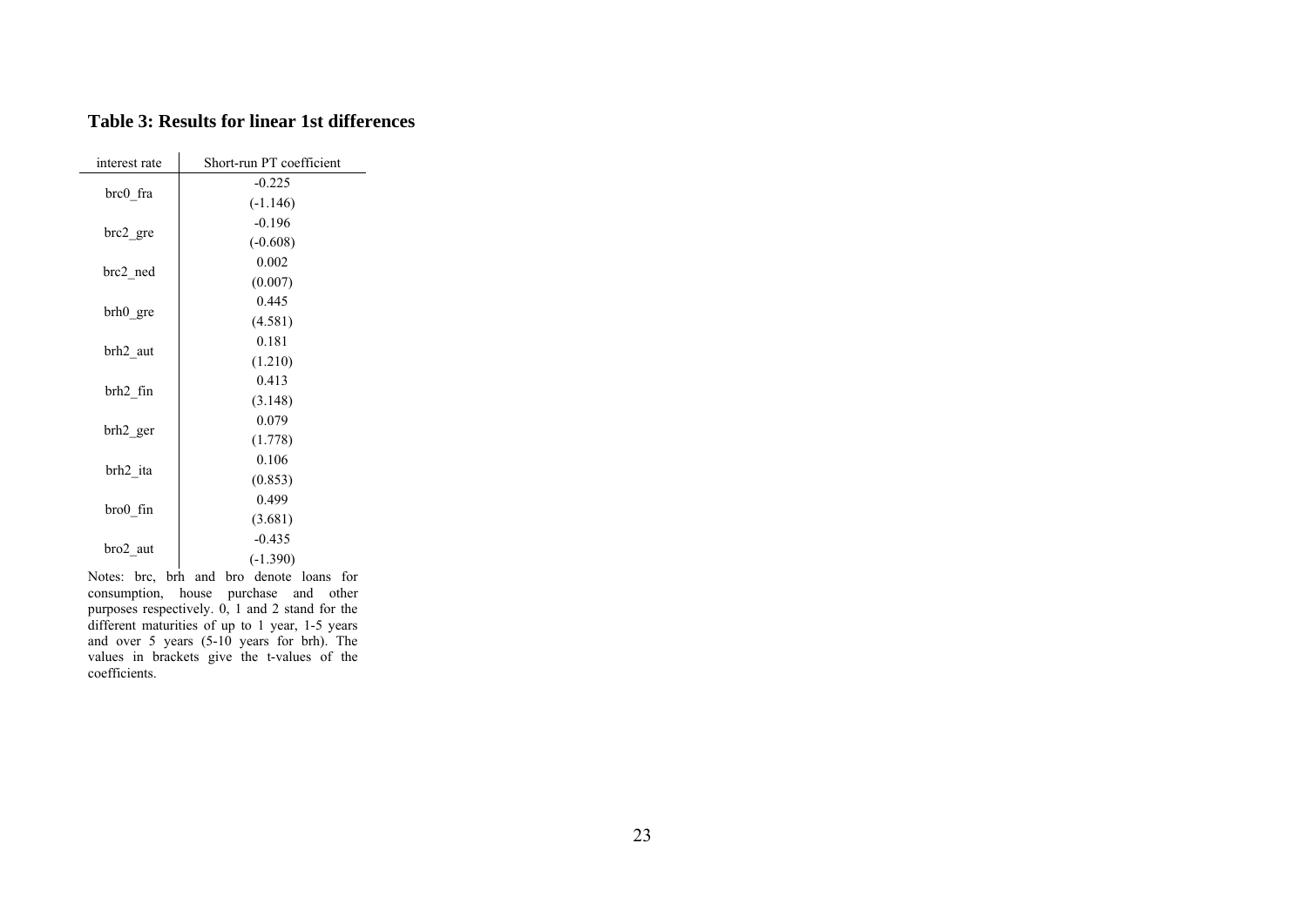**Table 3: Results for linear 1st differences**

| interest rate | Short-run PT coefficient |
|---|---|
| brc0_fra | -0.225 |
| | (-1.146) |
| brc2_gre | -0.196 |
| | (-0.608) |
| brc2_ned | 0.002 |
| | (0.007) |
| brh0_gre | 0.445 |
| | (4.581) |
| brh2_aut | 0.181 |
| | (1.210) |
| brh2_fin | 0.413 |
| | (3.148) |
| brh2_ger | 0.079 |
| | (1.778) |
| brh2_ita | 0.106 |
| | (0.853) |
| bro0_fin | 0.499 |
| | (3.681) |
| bro2_aut | -0.435 |
| | (-1.390) |

Notes: brc, brh and bro denote loans for consumption, house purchase and other purposes respectively. 0, 1 and 2 stand for the different maturities of up to 1 year, 1-5 years and over 5 years (5-10 years for brh). The values in brackets give the t-values of the coefficients.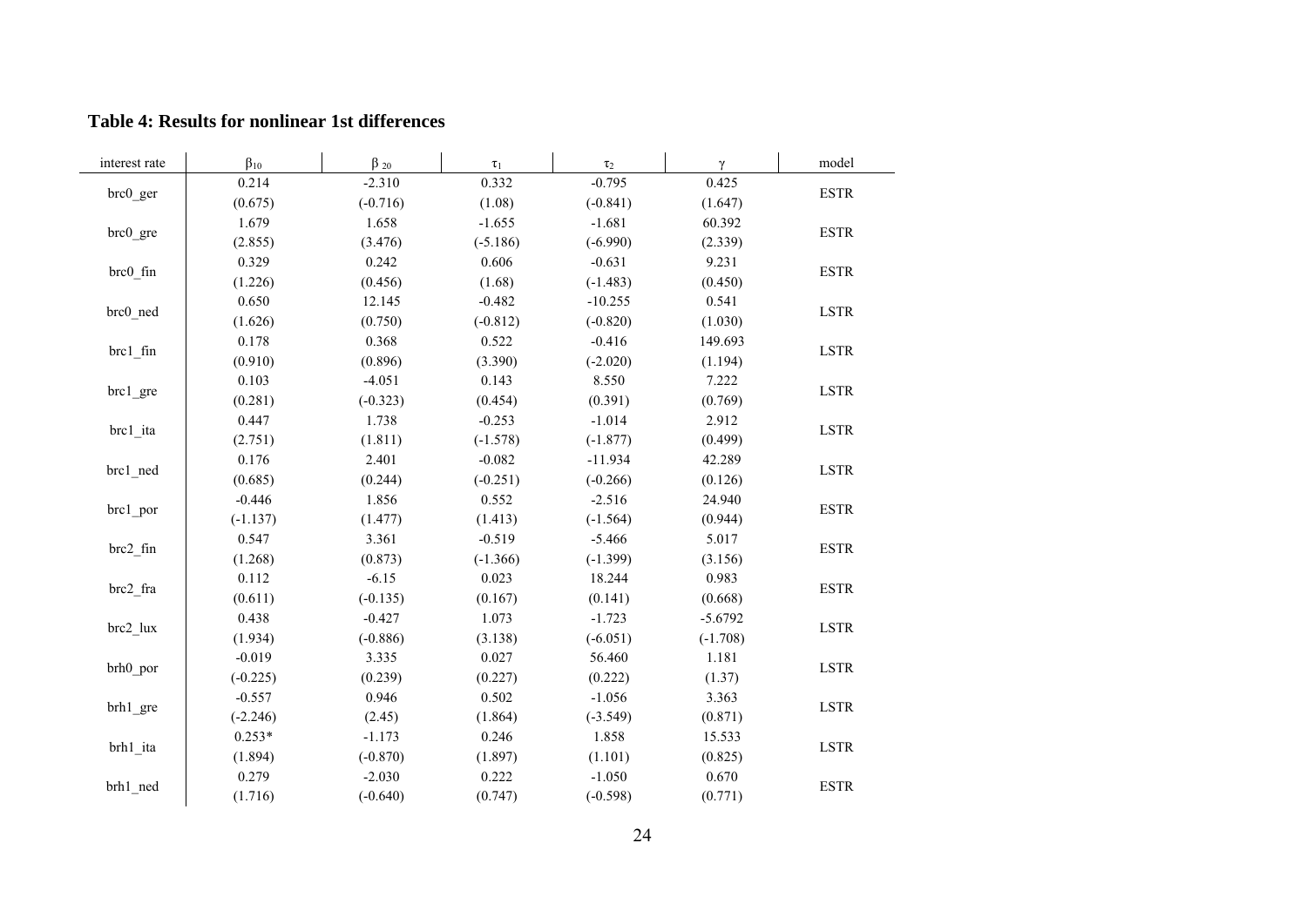**Table 4: Results for nonlinear 1st differences**

| interest rate | $\beta_{10}$ | $\beta_{20}$ | $\tau_1$ | $\tau_2$ | $\gamma$ | model |
|---|---|---|---|---|---|---|
| brc0_ger | 0.214 | -2.310 | 0.332 | -0.795 | 0.425 | ESTR |
| | (0.675) | (-0.716) | (1.08) | (-0.841) | (1.647) | |
| brc0_gre | 1.679 | 1.658 | -1.655 | -1.681 | 60.392 | ESTR |
| | (2.855) | (3.476) | (-5.186) | (-6.990) | (2.339) | |
| brc0_fin | 0.329 | 0.242 | 0.606 | -0.631 | 9.231 | ESTR |
| | (1.226) | (0.456) | (1.68) | (-1.483) | (0.450) | |
| brc0_ned | 0.650 | 12.145 | -0.482 | -10.255 | 0.541 | LSTR |
| | (1.626) | (0.750) | (-0.812) | (-0.820) | (1.030) | |
| brc1_fin | 0.178 | 0.368 | 0.522 | -0.416 | 149.693 | LSTR |
| | (0.910) | (0.896) | (3.390) | (-2.020) | (1.194) | |
| brc1_gre | 0.103 | -4.051 | 0.143 | 8.550 | 7.222 | LSTR |
| | (0.281) | (-0.323) | (0.454) | (0.391) | (0.769) | |
| brc1_ita | 0.447 | 1.738 | -0.253 | -1.014 | 2.912 | LSTR |
| | (2.751) | (1.811) | (-1.578) | (-1.877) | (0.499) | |
| brc1_ned | 0.176 | 2.401 | -0.082 | -11.934 | 42.289 | LSTR |
| | (0.685) | (0.244) | (-0.251) | (-0.266) | (0.126) | |
| brc1_por | -0.446 | 1.856 | 0.552 | -2.516 | 24.940 | ESTR |
| | (-1.137) | (1.477) | (1.413) | (-1.564) | (0.944) | |
| brc2_fin | 0.547 | 3.361 | -0.519 | -5.466 | 5.017 | ESTR |
| | (1.268) | (0.873) | (-1.366) | (-1.399) | (3.156) | |
| brc2_fra | 0.112 | -6.15 | 0.023 | 18.244 | 0.983 | ESTR |
| | (0.611) | (-0.135) | (0.167) | (0.141) | (0.668) | |
| brc2_lux | 0.438 | -0.427 | 1.073 | -1.723 | -5.6792 | LSTR |
| | (1.934) | (-0.886) | (3.138) | (-6.051) | (-1.708) | |
| brh0_por | -0.019 | 3.335 | 0.027 | 56.460 | 1.181 | LSTR |
| | (-0.225) | (0.239) | (0.227) | (0.222) | (1.37) | |
| brh1_gre | -0.557 | 0.946 | 0.502 | -1.056 | 3.363 | LSTR |
| | (-2.246) | (2.45) | (1.864) | (-3.549) | (0.871) | |
| brh1_ita | 0.253* | -1.173 | 0.246 | 1.858 | 15.533 | LSTR |
| | (1.894) | (-0.870) | (1.897) | (1.101) | (0.825) | |
| brh1_ned | 0.279 | -2.030 | 0.222 | -1.050 | 0.670 | ESTR |
| | (1.716) | (-0.640) | (0.747) | (-0.598) | (0.771) | |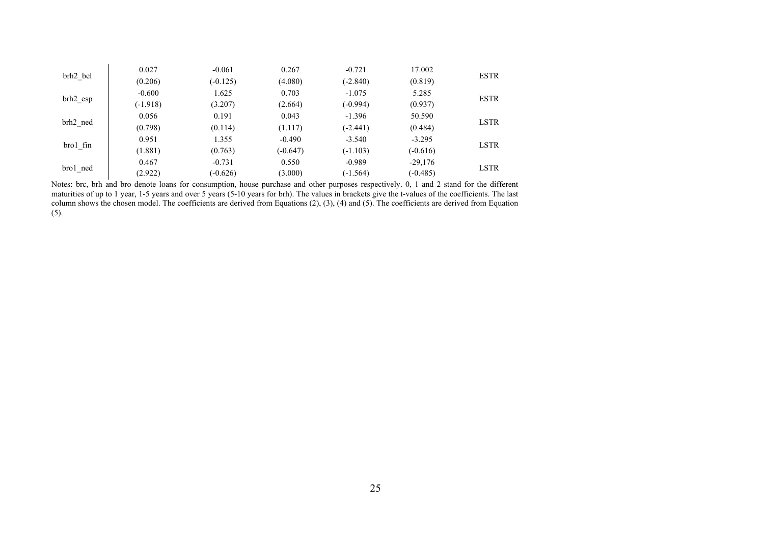| | | | | | | |
|---|---|---|---|---|---|---|
| brh2_bel | 0.027 | -0.061 | 0.267 | -0.721 | 17.002 | ESTR |
| | (0.206) | (-0.125) | (4.080) | (-2.840) | (0.819) | |
| brh2_esp | -0.600 | 1.625 | 0.703 | -1.075 | 5.285 | ESTR |
| | (-1.918) | (3.207) | (2.664) | (-0.994) | (0.937) | |
| brh2_ned | 0.056 | 0.191 | 0.043 | -1.396 | 50.590 | LSTR |
| | (0.798) | (0.114) | (1.117) | (-2.441) | (0.484) | |
| bro1_fin | 0.951 | 1.355 | -0.490 | -3.540 | -3.295 | LSTR |
| | (1.881) | (0.763) | (-0.647) | (-1.103) | (-0.616) | |
| bro1_ned | 0.467 | -0.731 | 0.550 | -0.989 | -29,176 | LSTR |
| | (2.922) | (-0.626) | (3.000) | (-1.564) | (-0.485) | |

Notes: brc, brh and bro denote loans for consumption, house purchase and other purposes respectively. 0, 1 and 2 stand for the different maturities of up to 1 year, 1-5 years and over 5 years (5-10 years for brh). The values in brackets give the t-values of the coefficients. The last column shows the chosen model. The coefficients are derived from Equations (2), (3), (4) and (5). The coefficients are derived from Equation (5).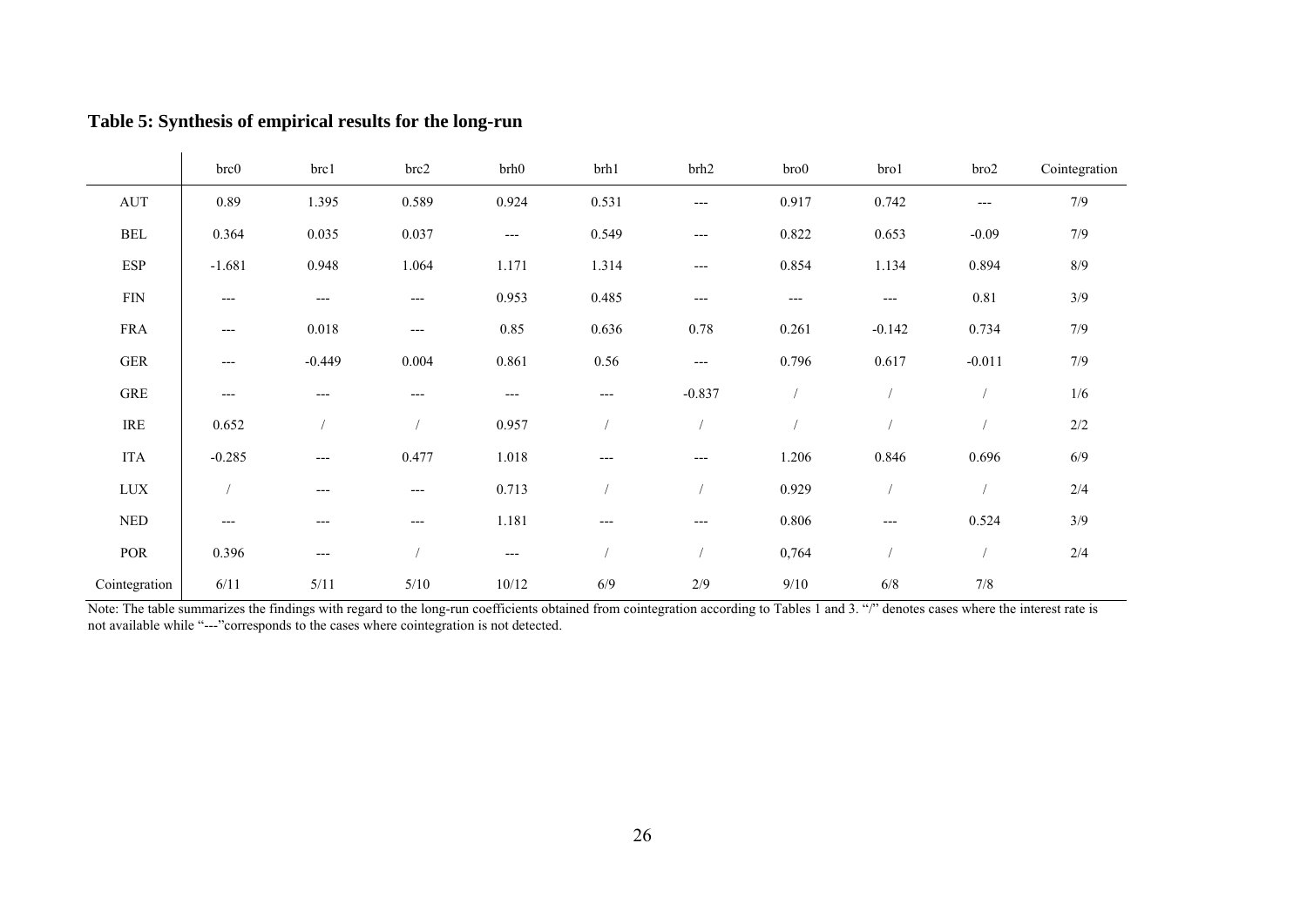**Table 5: Synthesis of empirical results for the long-run**

| | brc0 | brc1 | brc2 | brh0 | brh1 | brh2 | bro0 | bro1 | bro2 | Cointegration |
|---|---|---|---|---|---|---|---|---|---|---|
| AUT | 0.89 | 1.395 | 0.589 | 0.924 | 0.531 | --- | 0.917 | 0.742 | --- | 7/9 |
| BEL | 0.364 | 0.035 | 0.037 | --- | 0.549 | --- | 0.822 | 0.653 | -0.09 | 7/9 |
| ESP | -1.681 | 0.948 | 1.064 | 1.171 | 1.314 | --- | 0.854 | 1.134 | 0.894 | 8/9 |
| FIN | --- | --- | --- | 0.953 | 0.485 | --- | --- | --- | 0.81 | 3/9 |
| FRA | --- | 0.018 | --- | 0.85 | 0.636 | 0.78 | 0.261 | -0.142 | 0.734 | 7/9 |
| GER | --- | -0.449 | 0.004 | 0.861 | 0.56 | --- | 0.796 | 0.617 | -0.011 | 7/9 |
| GRE | --- | --- | --- | --- | --- | -0.837 | / | / | / | 1/6 |
| IRE | 0.652 | / | / | 0.957 | / | / | / | / | / | 2/2 |
| ITA | -0.285 | --- | 0.477 | 1.018 | --- | --- | 1.206 | 0.846 | 0.696 | 6/9 |
| LUX | / | --- | --- | 0.713 | / | / | 0.929 | / | / | 2/4 |
| NED | --- | --- | --- | 1.181 | --- | --- | 0.806 | --- | 0.524 | 3/9 |
| POR | 0.396 | --- | / | --- | / | / | 0,764 | / | / | 2/4 |
| Cointegration | 6/11 | 5/11 | 5/10 | 10/12 | 6/9 | 2/9 | 9/10 | 6/8 | 7/8 | |

Note: The table summarizes the findings with regard to the long-run coefficients obtained from cointegration according to Tables 1 and 3. "/" denotes cases where the interest rate is not available while "---"corresponds to the cases where cointegration is not detected.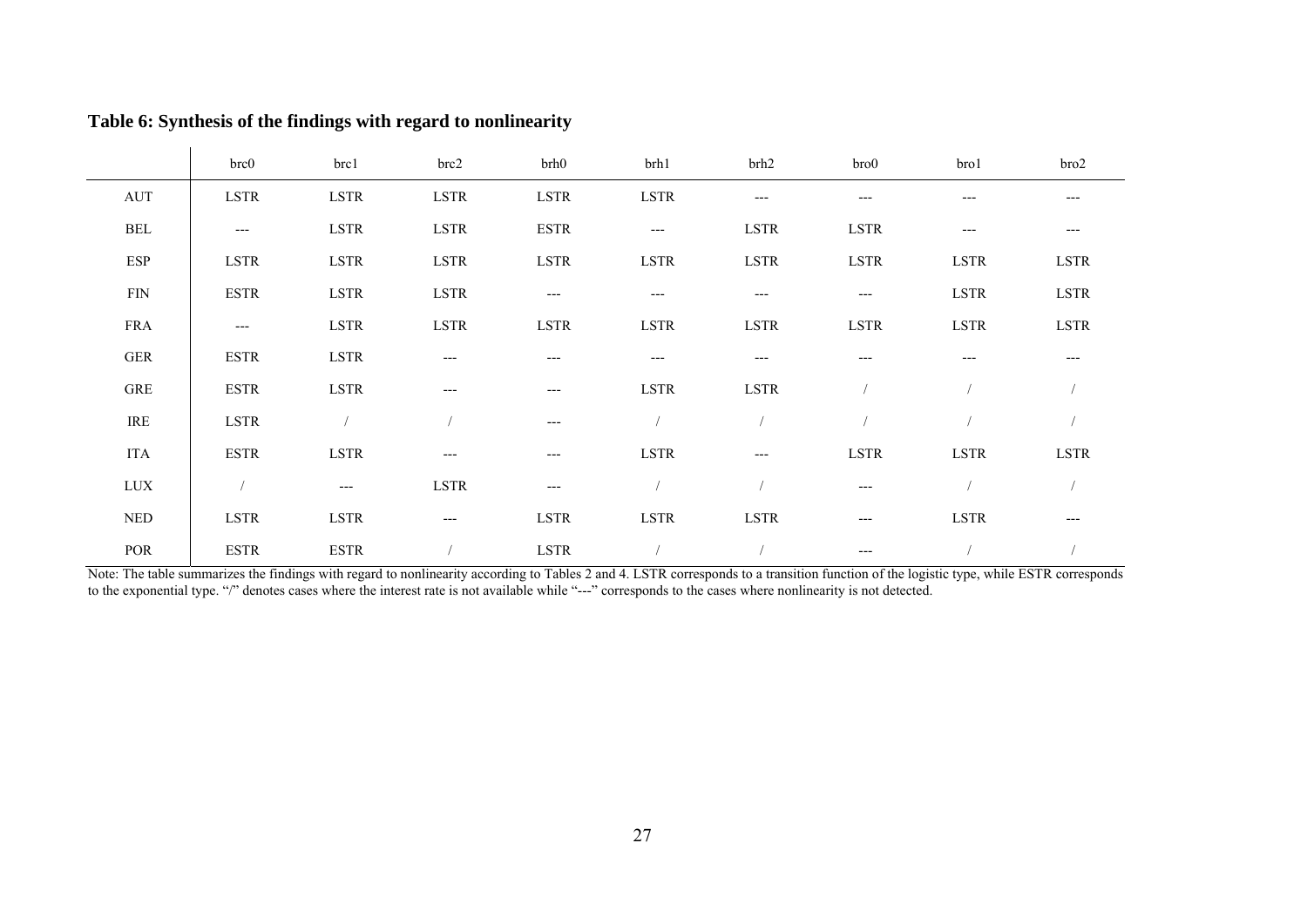**Table 6: Synthesis of the findings with regard to nonlinearity**

| | brc0 | brc1 | brc2 | brh0 | brh1 | brh2 | bro0 | bro1 | bro2 |
|---|---|---|---|---|---|---|---|---|---|
| AUT | LSTR | LSTR | LSTR | LSTR | LSTR | --- | --- | --- | --- |
| BEL | --- | LSTR | LSTR | ESTR | --- | LSTR | LSTR | --- | --- |
| ESP | LSTR | LSTR | LSTR | LSTR | LSTR | LSTR | LSTR | LSTR | LSTR |
| FIN | ESTR | LSTR | LSTR | --- | --- | --- | --- | LSTR | LSTR |
| FRA | --- | LSTR | LSTR | LSTR | LSTR | LSTR | LSTR | LSTR | LSTR |
| GER | ESTR | LSTR | --- | --- | --- | --- | --- | --- | --- |
| GRE | ESTR | LSTR | --- | --- | LSTR | LSTR | / | / | / |
| IRE | LSTR | / | / | --- | / | / | / | / | / |
| ITA | ESTR | LSTR | --- | --- | LSTR | --- | LSTR | LSTR | LSTR |
| LUX | / | --- | LSTR | --- | / | / | --- | / | / |
| NED | LSTR | LSTR | --- | LSTR | LSTR | LSTR | --- | LSTR | --- |
| POR | ESTR | ESTR | / | LSTR | / | / | --- | / | / |

Note: The table summarizes the findings with regard to nonlinearity according to Tables 2 and 4. LSTR corresponds to a transition function of the logistic type, while ESTR corresponds to the exponential type. "/" denotes cases where the interest rate is not available while "---" corresponds to the cases where nonlinearity is not detected.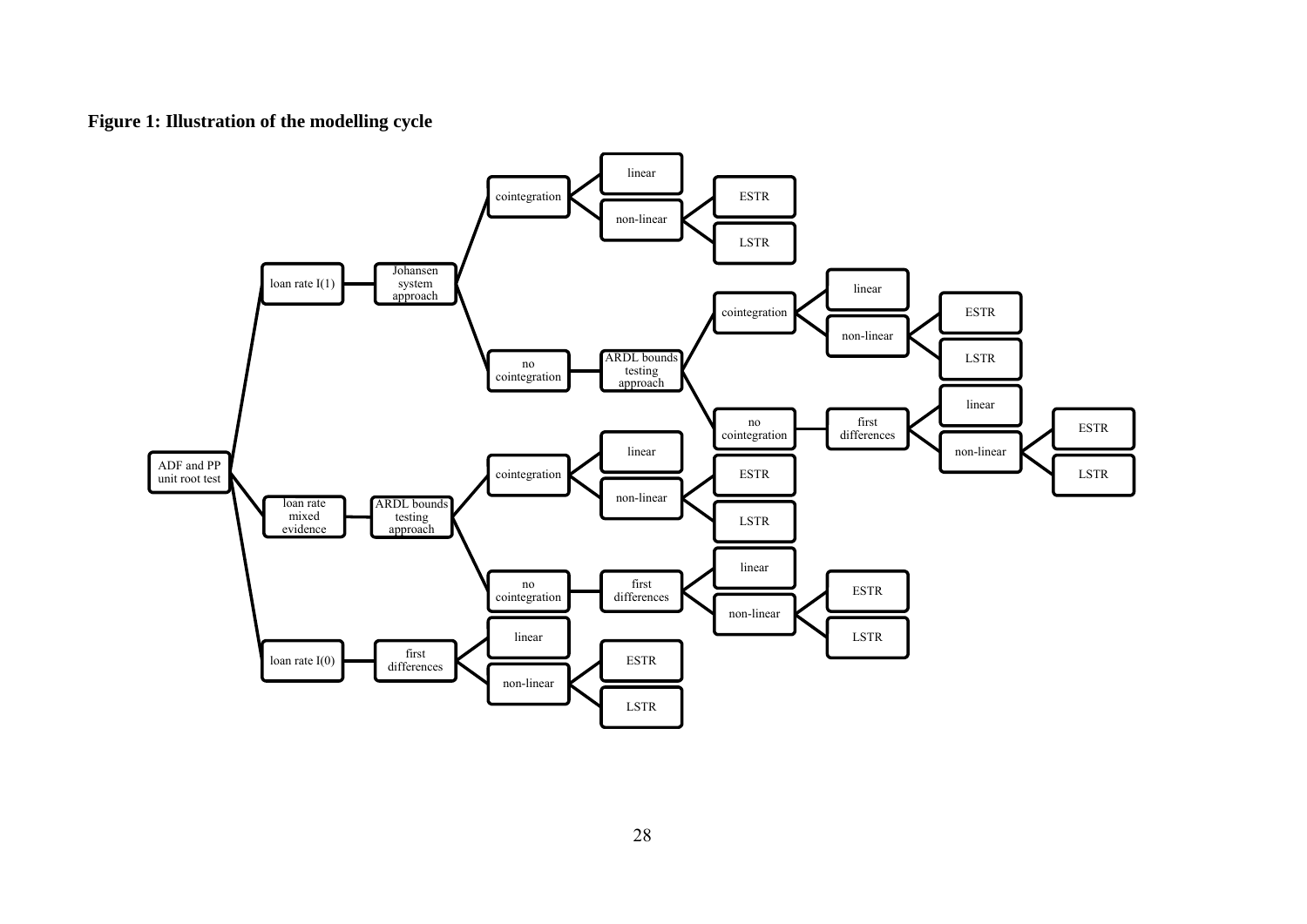**Figure 1: Illustration of the modelling cycle**

- ADF and PP unit root test
  - loan rate I(1)
    - Johansen system approach
      - cointegration
        - linear
        - non-linear
          - ESTR
          - LSTR
      - no cointegration
        - ARDL bounds testing approach
          - cointegration
            - linear
            - non-linear
              - ESTR
              - LSTR
          - no cointegration
            - first differences
              - linear
              - non-linear
                - ESTR
                - LSTR
  - loan rate mixed evidence
    - ARDL bounds testing approach
      - cointegration
        - linear
        - non-linear
          - ESTR
          - LSTR
      - no cointegration
        - first differences
          - linear
          - non-linear
            - ESTR
            - LSTR
  - loan rate I(0)
    - first differences
      - linear
      - non-linear
        - ESTR
        - LSTR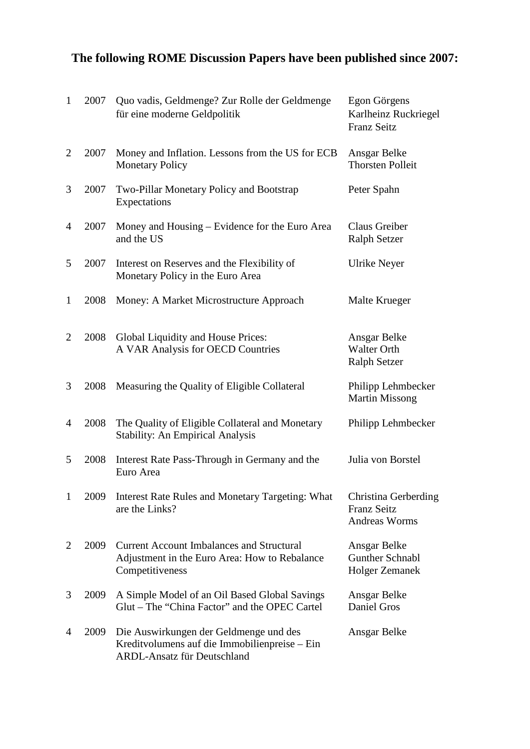**The following ROME Discussion Papers have been published since 2007:**

| | | | |
|---|---|---|---|
| 1 | 2007 | Quo vadis, Geldmenge? Zur Rolle der Geldmenge für eine moderne Geldpolitik | Egon Görgens<br>Karlheinz Ruckriegel<br>Franz Seitz |
| 2 | 2007 | Money and Inflation. Lessons from the US for ECB Monetary Policy | Ansgar Belke<br>Thorsten Polleit |
| 3 | 2007 | Two-Pillar Monetary Policy and Bootstrap Expectations | Peter Spahn |
| 4 | 2007 | Money and Housing – Evidence for the Euro Area and the US | Claus Greiber<br>Ralph Setzer |
| 5 | 2007 | Interest on Reserves and the Flexibility of Monetary Policy in the Euro Area | Ulrike Neyer |
| 1 | 2008 | Money: A Market Microstructure Approach | Malte Krueger |
| 2 | 2008 | Global Liquidity and House Prices: A VAR Analysis for OECD Countries | Ansgar Belke<br>Walter Orth<br>Ralph Setzer |
| 3 | 2008 | Measuring the Quality of Eligible Collateral | Philipp Lehmbecker<br>Martin Missong |
| 4 | 2008 | The Quality of Eligible Collateral and Monetary Stability: An Empirical Analysis | Philipp Lehmbecker |
| 5 | 2008 | Interest Rate Pass-Through in Germany and the Euro Area | Julia von Borstel |
| 1 | 2009 | Interest Rate Rules and Monetary Targeting: What are the Links? | Christina Gerberding<br>Franz Seitz<br>Andreas Worms |
| 2 | 2009 | Current Account Imbalances and Structural Adjustment in the Euro Area: How to Rebalance Competitiveness | Ansgar Belke<br>Gunther Schnabl<br>Holger Zemanek |
| 3 | 2009 | A Simple Model of an Oil Based Global Savings Glut – The "China Factor" and the OPEC Cartel | Ansgar Belke<br>Daniel Gros |
| 4 | 2009 | Die Auswirkungen der Geldmenge und des Kreditvolumens auf die Immobilienpreise – Ein ARDL-Ansatz für Deutschland | Ansgar Belke |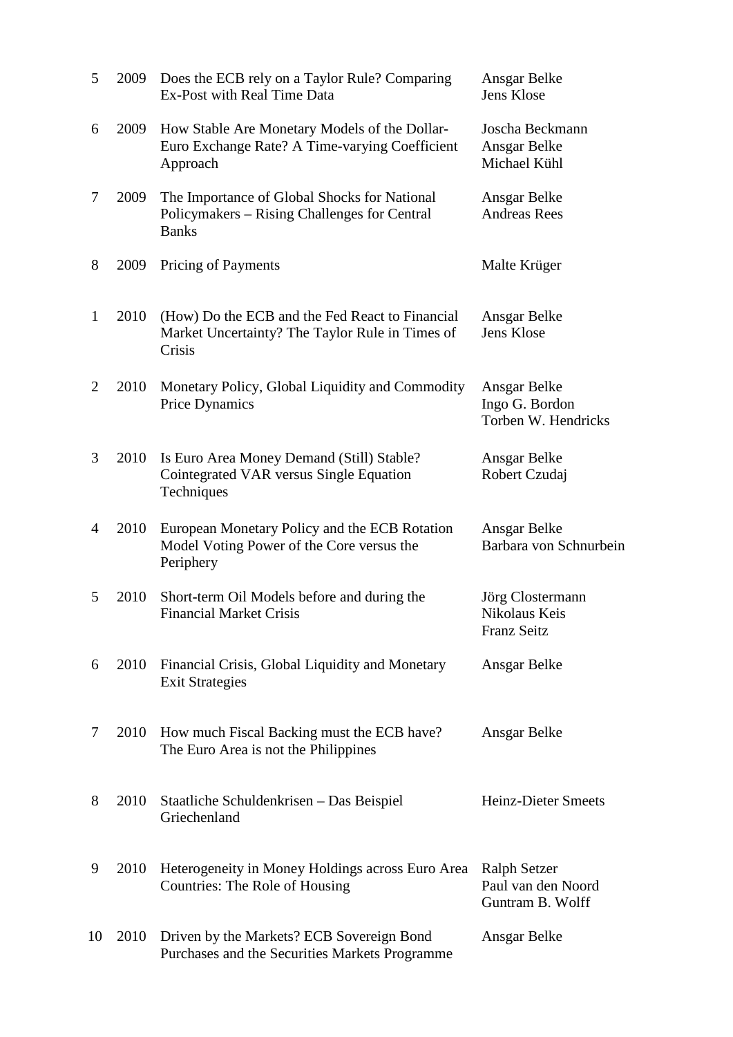| | | | |
|---|---|---|---|
| 5 | 2009 | Does the ECB rely on a Taylor Rule? Comparing Ex-Post with Real Time Data | Ansgar Belke<br>Jens Klose |
| 6 | 2009 | How Stable Are Monetary Models of the Dollar-Euro Exchange Rate? A Time-varying Coefficient Approach | Joscha Beckmann<br>Ansgar Belke<br>Michael Kühl |
| 7 | 2009 | The Importance of Global Shocks for National Policymakers – Rising Challenges for Central Banks | Ansgar Belke<br>Andreas Rees |
| 8 | 2009 | Pricing of Payments | Malte Krüger |
| 1 | 2010 | (How) Do the ECB and the Fed React to Financial Market Uncertainty? The Taylor Rule in Times of Crisis | Ansgar Belke<br>Jens Klose |
| 2 | 2010 | Monetary Policy, Global Liquidity and Commodity Price Dynamics | Ansgar Belke<br>Ingo G. Bordon<br>Torben W. Hendricks |
| 3 | 2010 | Is Euro Area Money Demand (Still) Stable? Cointegrated VAR versus Single Equation Techniques | Ansgar Belke<br>Robert Czudaj |
| 4 | 2010 | European Monetary Policy and the ECB Rotation Model Voting Power of the Core versus the Periphery | Ansgar Belke<br>Barbara von Schnurbein |
| 5 | 2010 | Short-term Oil Models before and during the Financial Market Crisis | Jörg Clostermann<br>Nikolaus Keis<br>Franz Seitz |
| 6 | 2010 | Financial Crisis, Global Liquidity and Monetary Exit Strategies | Ansgar Belke |
| 7 | 2010 | How much Fiscal Backing must the ECB have? The Euro Area is not the Philippines | Ansgar Belke |
| 8 | 2010 | Staatliche Schuldenkrisen – Das Beispiel Griechenland | Heinz-Dieter Smeets |
| 9 | 2010 | Heterogeneity in Money Holdings across Euro Area Countries: The Role of Housing | Ralph Setzer<br>Paul van den Noord<br>Guntram B. Wolff |
| 10 | 2010 | Driven by the Markets? ECB Sovereign Bond Purchases and the Securities Markets Programme | Ansgar Belke |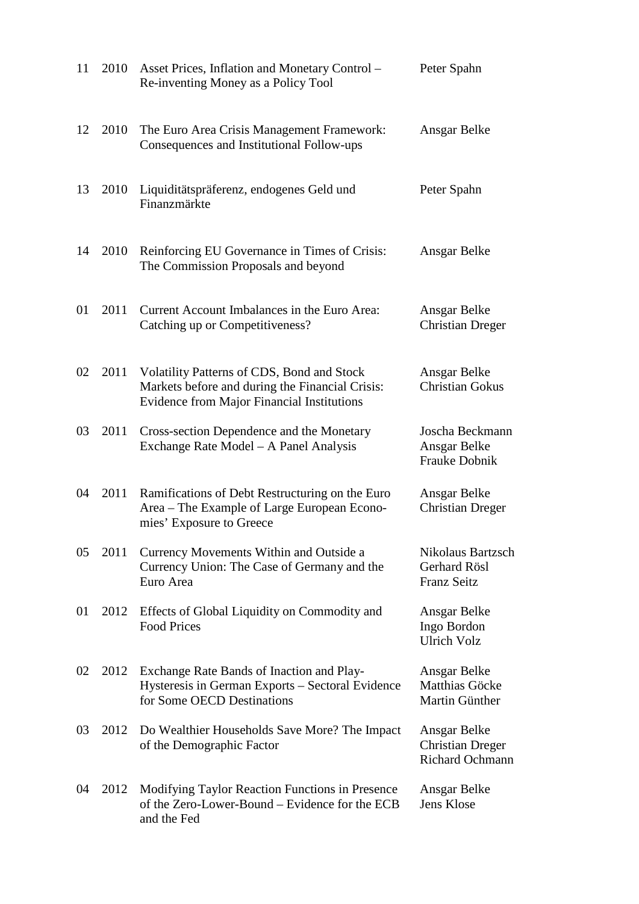| | | | |
|---|---|---|---|
| 11 | 2010 | Asset Prices, Inflation and Monetary Control – Re-inventing Money as a Policy Tool | Peter Spahn |
| 12 | 2010 | The Euro Area Crisis Management Framework: Consequences and Institutional Follow-ups | Ansgar Belke |
| 13 | 2010 | Liquiditätspräferenz, endogenes Geld und Finanzmärkte | Peter Spahn |
| 14 | 2010 | Reinforcing EU Governance in Times of Crisis: The Commission Proposals and beyond | Ansgar Belke |
| 01 | 2011 | Current Account Imbalances in the Euro Area: Catching up or Competitiveness? | Ansgar Belke<br>Christian Dreger |
| 02 | 2011 | Volatility Patterns of CDS, Bond and Stock Markets before and during the Financial Crisis: Evidence from Major Financial Institutions | Ansgar Belke<br>Christian Gokus |
| 03 | 2011 | Cross-section Dependence and the Monetary Exchange Rate Model – A Panel Analysis | Joscha Beckmann<br>Ansgar Belke<br>Frauke Dobnik |
| 04 | 2011 | Ramifications of Debt Restructuring on the Euro Area – The Example of Large European Economies' Exposure to Greece | Ansgar Belke<br>Christian Dreger |
| 05 | 2011 | Currency Movements Within and Outside a Currency Union: The Case of Germany and the Euro Area | Nikolaus Bartzsch<br>Gerhard Rösl<br>Franz Seitz |
| 01 | 2012 | Effects of Global Liquidity on Commodity and Food Prices | Ansgar Belke<br>Ingo Bordon<br>Ulrich Volz |
| 02 | 2012 | Exchange Rate Bands of Inaction and Play-Hysteresis in German Exports – Sectoral Evidence for Some OECD Destinations | Ansgar Belke<br>Matthias Göcke<br>Martin Günther |
| 03 | 2012 | Do Wealthier Households Save More? The Impact of the Demographic Factor | Ansgar Belke<br>Christian Dreger<br>Richard Ochmann |
| 04 | 2012 | Modifying Taylor Reaction Functions in Presence of the Zero-Lower-Bound – Evidence for the ECB and the Fed | Ansgar Belke<br>Jens Klose |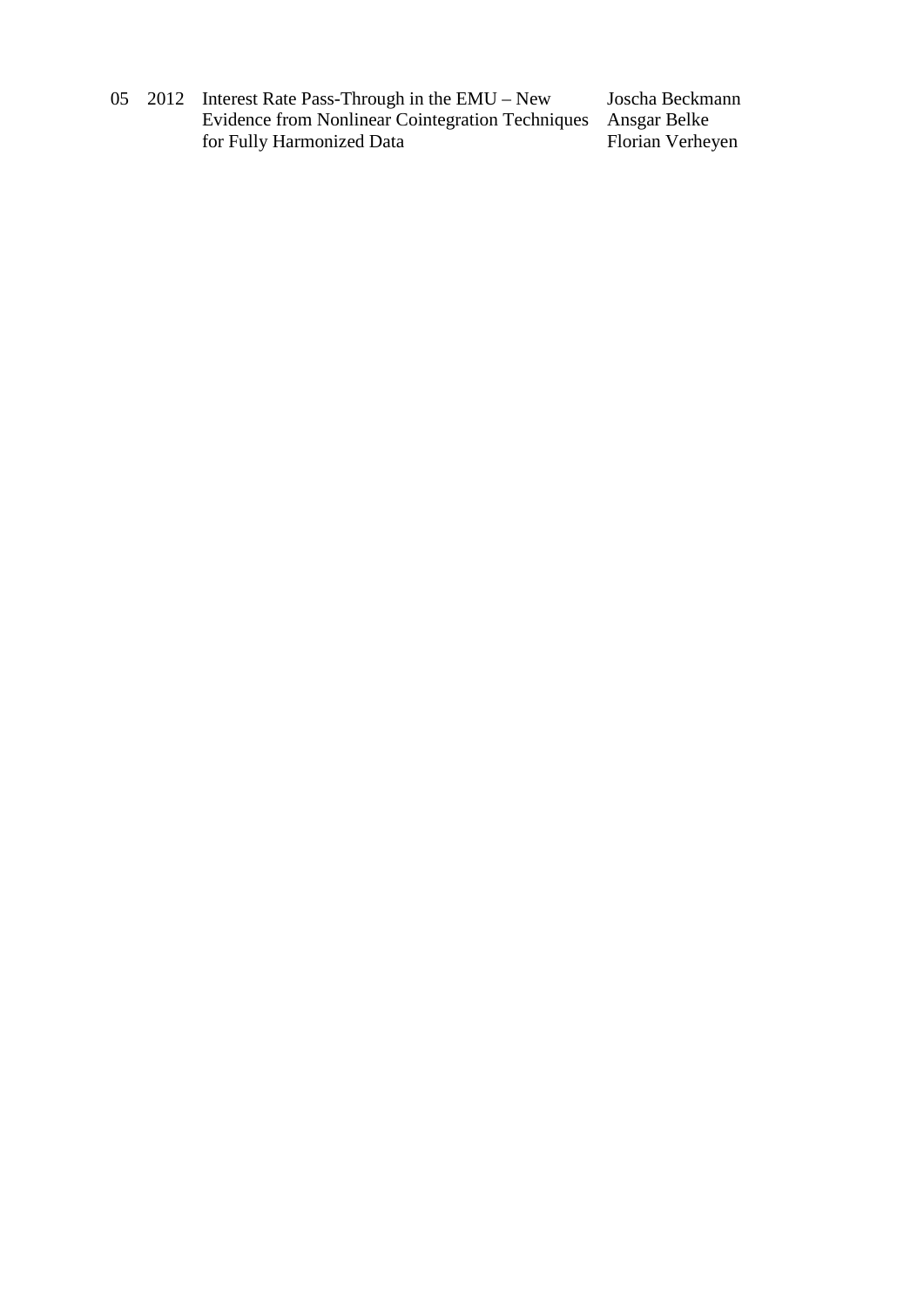| | | | |
|---|---|---|---|
| 05 | 2012 | Interest Rate Pass-Through in the EMU – New Evidence from Nonlinear Cointegration Techniques for Fully Harmonized Data | Joscha Beckmann<br>Ansgar Belke<br>Florian Verheyen |